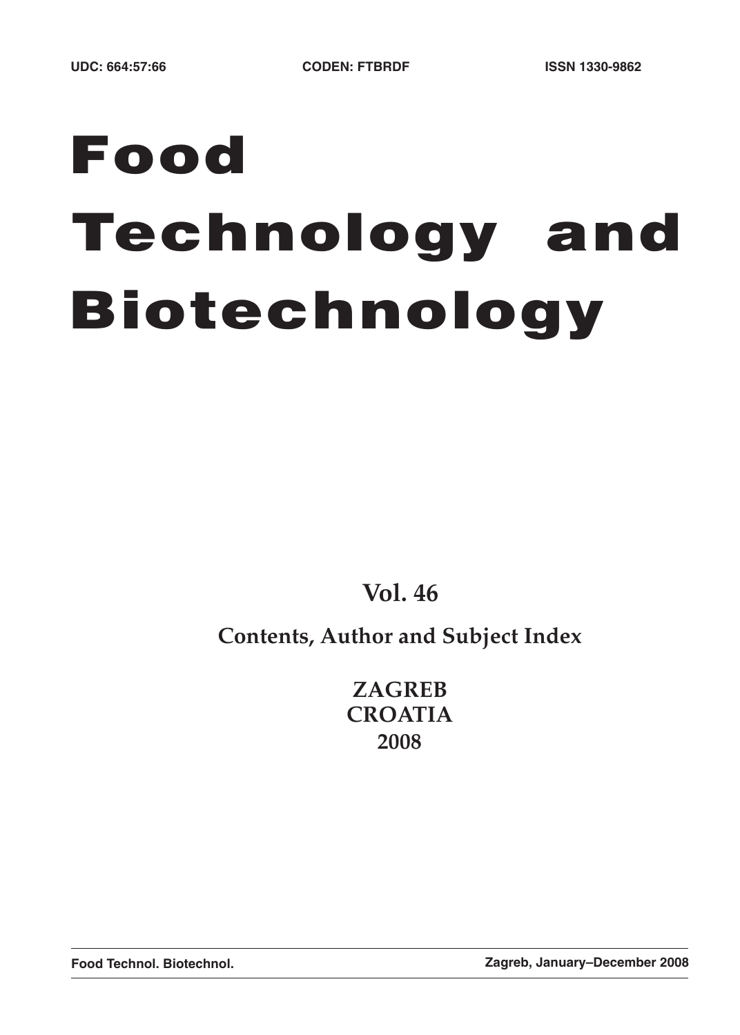UDC: 664:57:66 CODEN: FTBRDF ISSN 1330-9862

# Food Technology and Biotechnology

**Vol. 46**

**Contents, Author and Subject Index**

**ZAGREB**
**CROATIA**
**2008**

Food Technol. Biotechnol. Zagreb, January–December 2008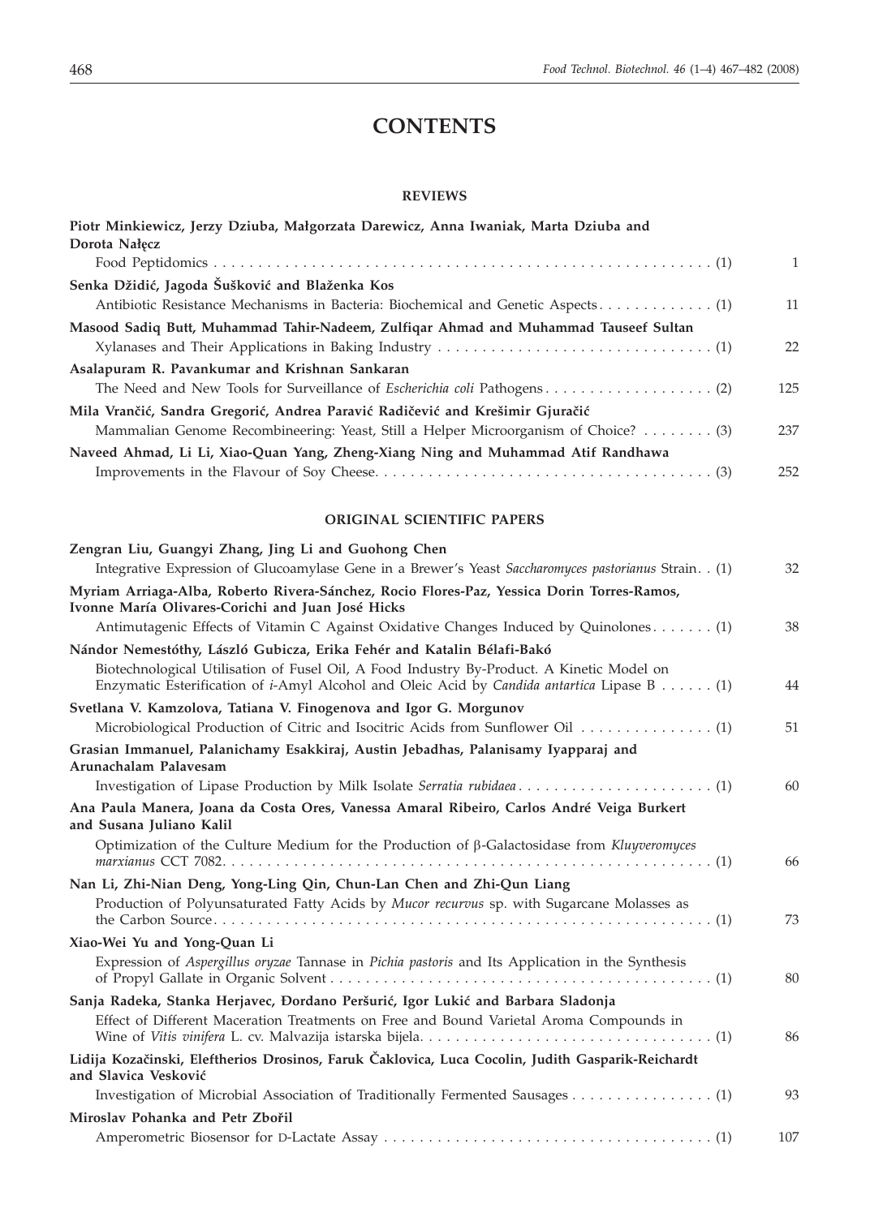# CONTENTS

## REVIEWS

**Piotr Minkiewicz, Jerzy Dziuba, Małgorzata Darewicz, Anna Iwaniak, Marta Dziuba and Dorota Nałęcz**
Food Peptidomics . . . . . . . . . . (1) 1

**Senka Džidić, Jagoda Šušković and Blaženka Kos**
Antibiotic Resistance Mechanisms in Bacteria: Biochemical and Genetic Aspects. . . . . . . . . . (1) 11

**Masood Sadiq Butt, Muhammad Tahir-Nadeem, Zulfiqar Ahmad and Muhammad Tauseef Sultan**
Xylanases and Their Applications in Baking Industry . . . . . . . . . . (1) 22

**Asalapuram R. Pavankumar and Krishnan Sankaran**
The Need and New Tools for Surveillance of *Escherichia coli* Pathogens . . . . . . . . . . (2) 125

**Mila Vrančić, Sandra Gregorić, Andrea Paravić Radičević and Krešimir Gjuračić**
Mammalian Genome Recombineering: Yeast, Still a Helper Microorganism of Choice? . . . . . . . . (3) 237

**Naveed Ahmad, Li Li, Xiao-Quan Yang, Zheng-Xiang Ning and Muhammad Atif Randhawa**
Improvements in the Flavour of Soy Cheese. . . . . . . . . . (3) 252

## ORIGINAL SCIENTIFIC PAPERS

**Zengran Liu, Guangyi Zhang, Jing Li and Guohong Chen**
Integrative Expression of Glucoamylase Gene in a Brewer's Yeast *Saccharomyces pastorianus* Strain. . (1) 32

**Myriam Arriaga-Alba, Roberto Rivera-Sánchez, Rocio Flores-Paz, Yessica Dorin Torres-Ramos, Ivonne María Olivares-Corichi and Juan José Hicks**
Antimutagenic Effects of Vitamin C Against Oxidative Changes Induced by Quinolones . . . . . . . (1) 38

**Nándor Nemestóthy, László Gubicza, Erika Fehér and Katalin Bélafi-Bakó**
Biotechnological Utilisation of Fusel Oil, A Food Industry By-Product. A Kinetic Model on Enzymatic Esterification of *i*-Amyl Alcohol and Oleic Acid by *Candida antartica* Lipase B . . . . . . (1) 44

**Svetlana V. Kamzolova, Tatiana V. Finogenova and Igor G. Morgunov**
Microbiological Production of Citric and Isocitric Acids from Sunflower Oil . . . . . . . . . . (1) 51

**Grasian Immanuel, Palanichamy Esakkiraj, Austin Jebadhas, Palanisamy Iyapparaj and Arunachalam Palavesam**
Investigation of Lipase Production by Milk Isolate *Serratia rubidaea* . . . . . . . . . . (1) 60

**Ana Paula Manera, Joana da Costa Ores, Vanessa Amaral Ribeiro, Carlos André Veiga Burkert and Susana Juliano Kalil**
Optimization of the Culture Medium for the Production of β-Galactosidase from *Kluyveromyces marxianus* CCT 7082. . . . . . . . . . (1) 66

**Nan Li, Zhi-Nian Deng, Yong-Ling Qin, Chun-Lan Chen and Zhi-Qun Liang**
Production of Polyunsaturated Fatty Acids by *Mucor recurvus* sp. with Sugarcane Molasses as the Carbon Source. . . . . . . . . . (1) 73

**Xiao-Wei Yu and Yong-Quan Li**
Expression of *Aspergillus oryzae* Tannase in *Pichia pastoris* and Its Application in the Synthesis of Propyl Gallate in Organic Solvent . . . . . . . . . . (1) 80

**Sanja Radeka, Stanka Herjavec, Đordano Peršurić, Igor Lukić and Barbara Sladonja**
Effect of Different Maceration Treatments on Free and Bound Varietal Aroma Compounds in Wine of *Vitis vinifera* L. cv. Malvazija istarska bijela. . . . . . . . . . (1) 86

**Lidija Kozačinski, Eleftherios Drosinos, Faruk Čaklovica, Luca Cocolin, Judith Gasparik-Reichardt and Slavica Vesković**
Investigation of Microbial Association of Traditionally Fermented Sausages . . . . . . . . . . (1) 93

**Miroslav Pohanka and Petr Zbořil**
Amperometric Biosensor for D-Lactate Assay . . . . . . . . . . (1) 107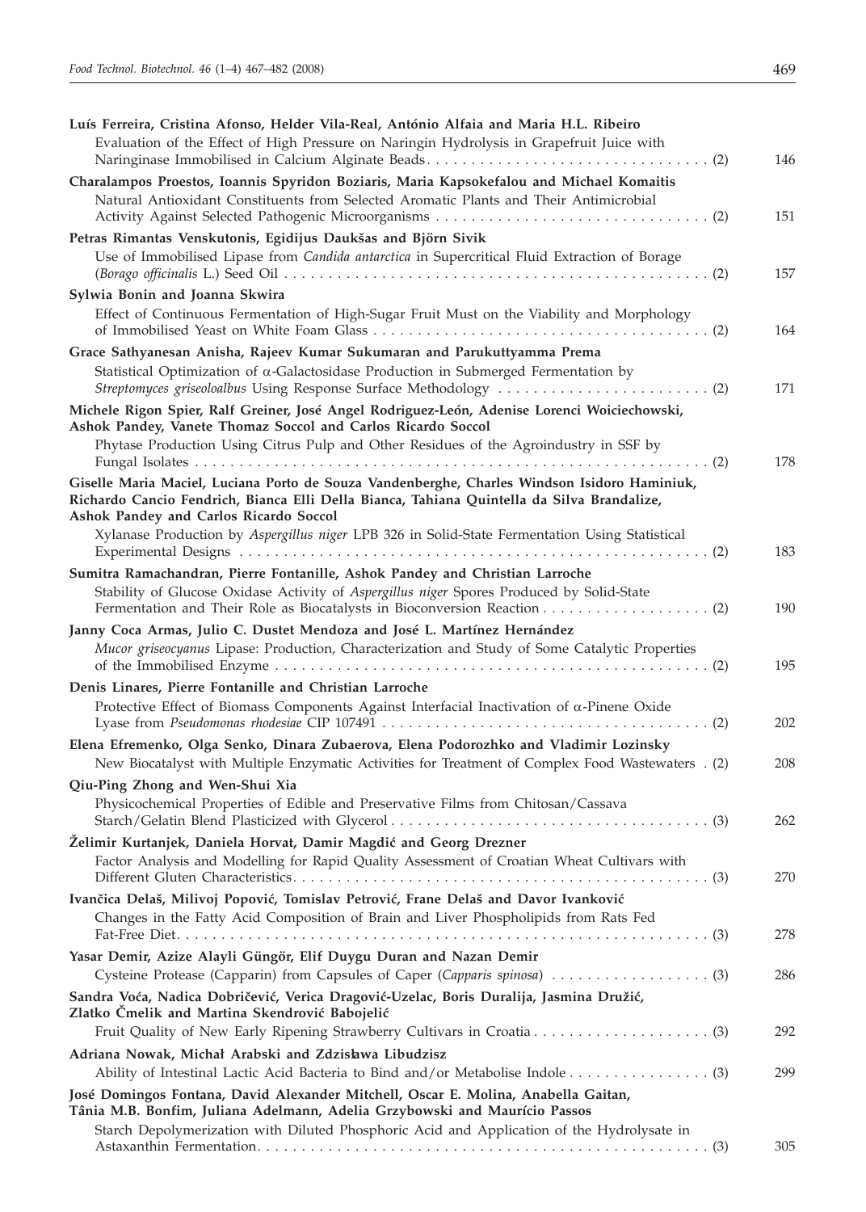**Luís Ferreira, Cristina Afonso, Helder Vila-Real, António Alfaia and Maria H.L. Ribeiro**
Evaluation of the Effect of High Pressure on Naringin Hydrolysis in Grapefruit Juice with Naringinase Immobilised in Calcium Alginate Beads . . . . . . . . . . (2) 146

**Charalampos Proestos, Ioannis Spyridon Boziaris, Maria Kapsokefalou and Michael Komaitis**
Natural Antioxidant Constituents from Selected Aromatic Plants and Their Antimicrobial Activity Against Selected Pathogenic Microorganisms . . . . . . . . . . (2) 151

**Petras Rimantas Venskutonis, Egidijus Daukšas and Björn Sivik**
Use of Immobilised Lipase from *Candida antarctica* in Supercritical Fluid Extraction of Borage (*Borago officinalis* L.) Seed Oil . . . . . . . . . . (2) 157

**Sylwia Bonin and Joanna Skwira**
Effect of Continuous Fermentation of High-Sugar Fruit Must on the Viability and Morphology of Immobilised Yeast on White Foam Glass . . . . . . . . . . (2) 164

**Grace Sathyanesan Anisha, Rajeev Kumar Sukumaran and Parukuttyamma Prema**
Statistical Optimization of α-Galactosidase Production in Submerged Fermentation by *Streptomyces griseoloalbus* Using Response Surface Methodology . . . . . . . . . . (2) 171

**Michele Rigon Spier, Ralf Greiner, José Angel Rodriguez-León, Adenise Lorenci Woiciechowski, Ashok Pandey, Vanete Thomaz Soccol and Carlos Ricardo Soccol**
Phytase Production Using Citrus Pulp and Other Residues of the Agroindustry in SSF by Fungal Isolates . . . . . . . . . . (2) 178

**Giselle Maria Maciel, Luciana Porto de Souza Vandenberghe, Charles Windson Isidoro Haminiuk, Richardo Cancio Fendrich, Bianca Elli Della Bianca, Tahiana Quintella da Silva Brandalize, Ashok Pandey and Carlos Ricardo Soccol**
Xylanase Production by *Aspergillus niger* LPB 326 in Solid-State Fermentation Using Statistical Experimental Designs . . . . . . . . . . (2) 183

**Sumitra Ramachandran, Pierre Fontanille, Ashok Pandey and Christian Larroche**
Stability of Glucose Oxidase Activity of *Aspergillus niger* Spores Produced by Solid-State Fermentation and Their Role as Biocatalysts in Bioconversion Reaction . . . . . . . . . . (2) 190

**Janny Coca Armas, Julio C. Dustet Mendoza and José L. Martínez Hernández**
*Mucor griseocyanus* Lipase: Production, Characterization and Study of Some Catalytic Properties of the Immobilised Enzyme . . . . . . . . . . (2) 195

**Denis Linares, Pierre Fontanille and Christian Larroche**
Protective Effect of Biomass Components Against Interfacial Inactivation of α-Pinene Oxide Lyase from *Pseudomonas rhodesiae* CIP 107491 . . . . . . . . . . (2) 202

**Elena Efremenko, Olga Senko, Dinara Zubaerova, Elena Podorozhko and Vladimir Lozinsky**
New Biocatalyst with Multiple Enzymatic Activities for Treatment of Complex Food Wastewaters . (2) 208

**Qiu-Ping Zhong and Wen-Shui Xia**
Physicochemical Properties of Edible and Preservative Films from Chitosan/Cassava Starch/Gelatin Blend Plasticized with Glycerol . . . . . . . . . . (3) 262

**Želimir Kurtanjek, Daniela Horvat, Damir Magdić and Georg Drezner**
Factor Analysis and Modelling for Rapid Quality Assessment of Croatian Wheat Cultivars with Different Gluten Characteristics . . . . . . . . . . (3) 270

**Ivančica Delaš, Milivoj Popović, Tomislav Petrović, Frane Delaš and Davor Ivanković**
Changes in the Fatty Acid Composition of Brain and Liver Phospholipids from Rats Fed Fat-Free Diet . . . . . . . . . . (3) 278

**Yasar Demir, Azize Alayli Güngör, Elif Duygu Duran and Nazan Demir**
Cysteine Protease (Capparin) from Capsules of Caper (*Capparis spinosa*) . . . . . . . . . . (3) 286

**Sandra Voća, Nadica Dobričević, Verica Dragović-Uzelac, Boris Duralija, Jasmina Družić, Zlatko Čmelik and Martina Skendrović Babojelić**
Fruit Quality of New Early Ripening Strawberry Cultivars in Croatia . . . . . . . . . . (3) 292

**Adriana Nowak, Michał Arabski and Zdzisława Libudzisz**
Ability of Intestinal Lactic Acid Bacteria to Bind and/or Metabolise Indole . . . . . . . . . . (3) 299

**José Domingos Fontana, David Alexander Mitchell, Oscar E. Molina, Anabella Gaitan, Tânia M.B. Bonfim, Juliana Adelmann, Adelia Grzybowski and Maurício Passos**
Starch Depolymerization with Diluted Phosphoric Acid and Application of the Hydrolysate in Astaxanthin Fermentation . . . . . . . . . . (3) 305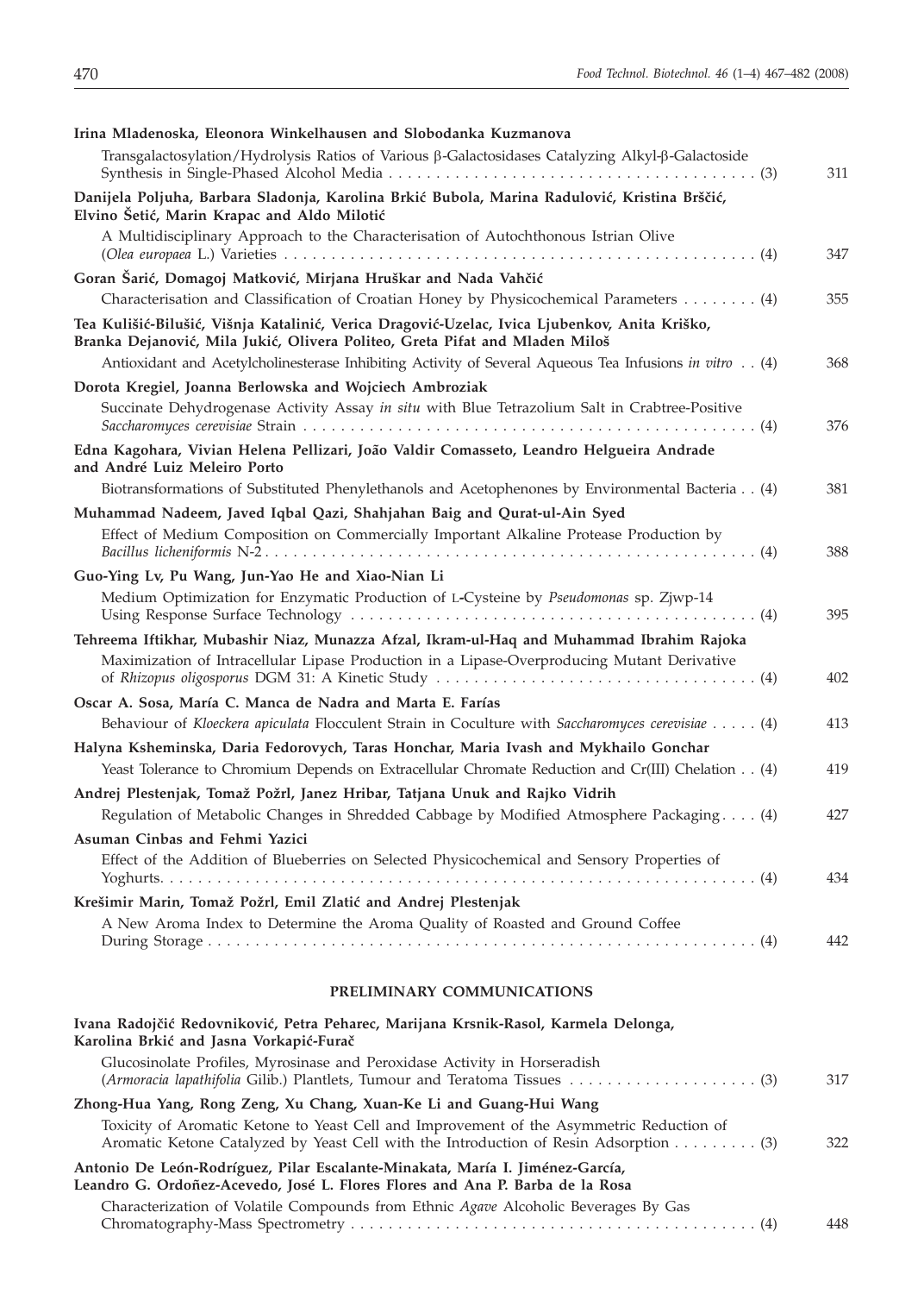**Irina Mladenoska, Eleonora Winkelhausen and Slobodanka Kuzmanova**

Transgalactosylation/Hydrolysis Ratios of Various β-Galactosidases Catalyzing Alkyl-β-Galactoside Synthesis in Single-Phased Alcohol Media . . . . . . . . . . . . . . . . . . . . . . . . . . . . . . . . . . . . . . . . . . . (3) 311

**Danijela Poljuha, Barbara Sladonja, Karolina Brkić Bubola, Marina Radulović, Kristina Brščić, Elvino Šetić, Marin Krapac and Aldo Milotić**

A Multidisciplinary Approach to the Characterisation of Autochthonous Istrian Olive (*Olea europaea* L.) Varieties . . . . . . . . . . . . . . . . . . . . . . . . . . . . . . . . . . . . . . . . . . . . . . . . . . . . . (4) 347

**Goran Šarić, Domagoj Matković, Mirjana Hruškar and Nada Vahčić**

Characterisation and Classification of Croatian Honey by Physicochemical Parameters . . . . . . . . (4) 355

**Tea Kulišić-Bilušić, Višnja Katalinić, Verica Dragović-Uzelac, Ivica Ljubenkov, Anita Kriško, Branka Dejanović, Mila Jukić, Olivera Politeo, Greta Pifat and Mladen Miloš**

Antioxidant and Acetylcholinesterase Inhibiting Activity of Several Aqueous Tea Infusions *in vitro* . . (4) 368

**Dorota Kregiel, Joanna Berlowska and Wojciech Ambroziak**

Succinate Dehydrogenase Activity Assay *in situ* with Blue Tetrazolium Salt in Crabtree-Positive *Saccharomyces cerevisiae* Strain . . . . . . . . . . . . . . . . . . . . . . . . . . . . . . . . . . . . . . . . . . . . . . . . . (4) 376

**Edna Kagohara, Vivian Helena Pellizari, João Valdir Comasseto, Leandro Helgueira Andrade and André Luiz Meleiro Porto**

Biotransformations of Substituted Phenylethanols and Acetophenones by Environmental Bacteria . . (4) 381

**Muhammad Nadeem, Javed Iqbal Qazi, Shahjahan Baig and Qurat-ul-Ain Syed**

Effect of Medium Composition on Commercially Important Alkaline Protease Production by *Bacillus licheniformis* N-2 . . . . . . . . . . . . . . . . . . . . . . . . . . . . . . . . . . . . . . . . . . . . . . . . . . . . (4) 388

**Guo-Ying Lv, Pu Wang, Jun-Yao He and Xiao-Nian Li**

Medium Optimization for Enzymatic Production of L-Cysteine by *Pseudomonas* sp. Zjwp-14 Using Response Surface Technology . . . . . . . . . . . . . . . . . . . . . . . . . . . . . . . . . . . . . . . . . . . (4) 395

**Tehreema Iftikhar, Mubashir Niaz, Munazza Afzal, Ikram-ul-Haq and Muhammad Ibrahim Rajoka**

Maximization of Intracellular Lipase Production in a Lipase-Overproducing Mutant Derivative of *Rhizopus oligosporus* DGM 31: A Kinetic Study . . . . . . . . . . . . . . . . . . . . . . . . . . . . . . . . . . . (4) 402

**Oscar A. Sosa, María C. Manca de Nadra and Marta E. Farías**

Behaviour of *Kloeckera apiculata* Flocculent Strain in Coculture with *Saccharomyces cerevisiae* . . . . . (4) 413

**Halyna Ksheminska, Daria Fedorovych, Taras Honchar, Maria Ivash and Mykhailo Gonchar**

Yeast Tolerance to Chromium Depends on Extracellular Chromate Reduction and Cr(III) Chelation . . (4) 419

**Andrej Plestenjak, Tomaž Požrl, Janez Hribar, Tatjana Unuk and Rajko Vidrih**

Regulation of Metabolic Changes in Shredded Cabbage by Modified Atmosphere Packaging. . . . (4) 427

**Asuman Cinbas and Fehmi Yazici**

Effect of the Addition of Blueberries on Selected Physicochemical and Sensory Properties of Yoghurts. . . . . . . . . . . . . . . . . . . . . . . . . . . . . . . . . . . . . . . . . . . . . . . . . . . . . . . . . . . . . . . . (4) 434

**Krešimir Marin, Tomaž Požrl, Emil Zlatić and Andrej Plestenjak**

A New Aroma Index to Determine the Aroma Quality of Roasted and Ground Coffee During Storage . . . . . . . . . . . . . . . . . . . . . . . . . . . . . . . . . . . . . . . . . . . . . . . . . . . . . . . . . . (4) 442

## PRELIMINARY COMMUNICATIONS

**Ivana Radojčić Redovniković, Petra Peharec, Marijana Krsnik-Rasol, Karmela Delonga, Karolina Brkić and Jasna Vorkapić-Furač**

Glucosinolate Profiles, Myrosinase and Peroxidase Activity in Horseradish (*Armoracia lapathifolia* Gilib.) Plantlets, Tumour and Teratoma Tissues . . . . . . . . . . . . . . . . . . . . . (3) 317

**Zhong-Hua Yang, Rong Zeng, Xu Chang, Xuan-Ke Li and Guang-Hui Wang**

Toxicity of Aromatic Ketone to Yeast Cell and Improvement of the Asymmetric Reduction of Aromatic Ketone Catalyzed by Yeast Cell with the Introduction of Resin Adsorption . . . . . . . . . (3) 322

**Antonio De León-Rodríguez, Pilar Escalante-Minakata, María I. Jiménez-García, Leandro G. Ordoñez-Acevedo, José L. Flores Flores and Ana P. Barba de la Rosa**

Characterization of Volatile Compounds from Ethnic *Agave* Alcoholic Beverages By Gas Chromatography-Mass Spectrometry . . . . . . . . . . . . . . . . . . . . . . . . . . . . . . . . . . . . . . . . . . . (4) 448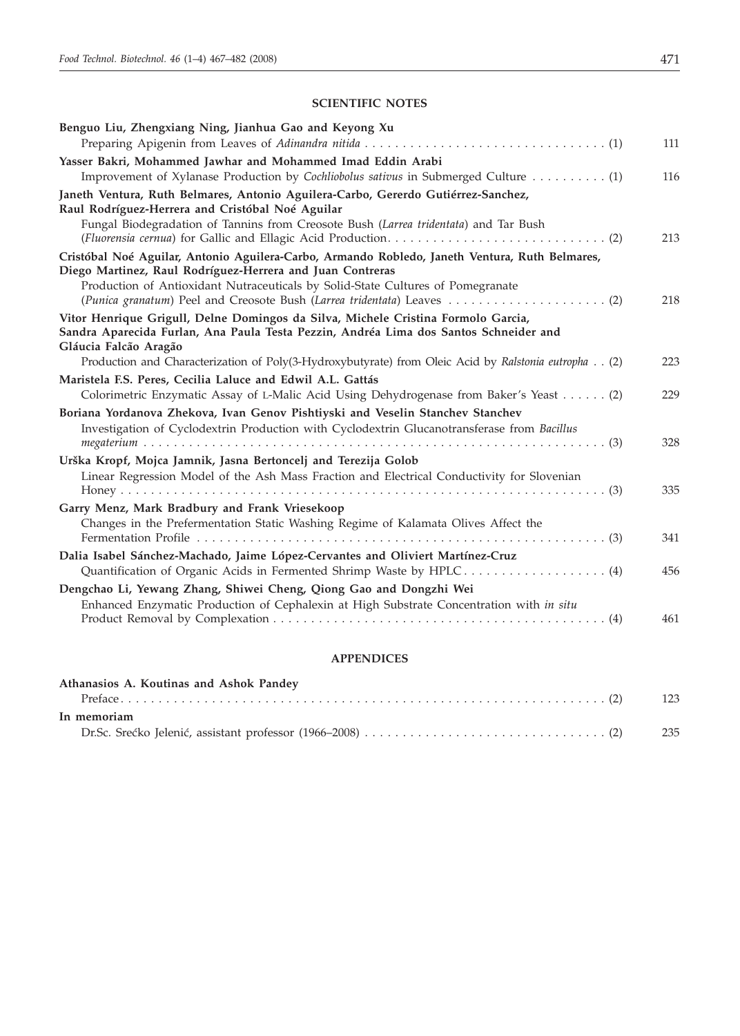## SCIENTIFIC NOTES

**Benguo Liu, Zhengxiang Ning, Jianhua Gao and Keyong Xu**
Preparing Apigenin from Leaves of *Adinandra nitida* . . . . . . . . . . . . . . . . . . . . . . . . . . . . . . . . . (1) 111

**Yasser Bakri, Mohammed Jawhar and Mohammed Imad Eddin Arabi**
Improvement of Xylanase Production by *Cochliobolus sativus* in Submerged Culture . . . . . . . . . . (1) 116

**Janeth Ventura, Ruth Belmares, Antonio Aguilera-Carbo, Gererdo Gutiérrez-Sanchez, Raul Rodríguez-Herrera and Cristóbal Noé Aguilar**
Fungal Biodegradation of Tannins from Creosote Bush (*Larrea tridentata*) and Tar Bush (*Fluorensia cernua*) for Gallic and Ellagic Acid Production. . . . . . . . . . . . . . . . . . . . . . . . . . . . . (2) 213

**Cristóbal Noé Aguilar, Antonio Aguilera-Carbo, Armando Robledo, Janeth Ventura, Ruth Belmares, Diego Martinez, Raul Rodríguez-Herrera and Juan Contreras**
Production of Antioxidant Nutraceuticals by Solid-State Cultures of Pomegranate (*Punica granatum*) Peel and Creosote Bush (*Larrea tridentata*) Leaves . . . . . . . . . . . . . . . . . . . . . . (2) 218

**Vitor Henrique Grigull, Delne Domingos da Silva, Michele Cristina Formolo Garcia, Sandra Aparecida Furlan, Ana Paula Testa Pezzin, Andréa Lima dos Santos Schneider and Gláucia Falcão Aragão**
Production and Characterization of Poly(3-Hydroxybutyrate) from Oleic Acid by *Ralstonia eutropha* . . (2) 223

**Maristela F.S. Peres, Cecilia Laluce and Edwil A.L. Gattás**
Colorimetric Enzymatic Assay of L-Malic Acid Using Dehydrogenase from Baker's Yeast . . . . . . (2) 229

**Boriana Yordanova Zhekova, Ivan Genov Pishtiyski and Veselin Stanchev Stanchev**
Investigation of Cyclodextrin Production with Cyclodextrin Glucanotransferase from *Bacillus megaterium* . . . . . . . . . . . . . . . . . . . . . . . . . . . . . . . . . . . . . . . . . . . . . . . . . . . . . . . . . . . (3) 328

**Urška Kropf, Mojca Jamnik, Jasna Bertoncelj and Terezija Golob**
Linear Regression Model of the Ash Mass Fraction and Electrical Conductivity for Slovenian Honey . . . . . . . . . . . . . . . . . . . . . . . . . . . . . . . . . . . . . . . . . . . . . . . . . . . . . . . . . . . . . . . (3) 335

**Garry Menz, Mark Bradbury and Frank Vriesekoop**
Changes in the Prefermentation Static Washing Regime of Kalamata Olives Affect the Fermentation Profile . . . . . . . . . . . . . . . . . . . . . . . . . . . . . . . . . . . . . . . . . . . . . . . . . . . . . . (3) 341

**Dalia Isabel Sánchez-Machado, Jaime López-Cervantes and Oliviert Martínez-Cruz**
Quantification of Organic Acids in Fermented Shrimp Waste by HPLC . . . . . . . . . . . . . . . . . . . (4) 456

**Dengchao Li, Yewang Zhang, Shiwei Cheng, Qiong Gao and Dongzhi Wei**
Enhanced Enzymatic Production of Cephalexin at High Substrate Concentration with *in situ* Product Removal by Complexation . . . . . . . . . . . . . . . . . . . . . . . . . . . . . . . . . . . . . . . . . . . (4) 461

## APPENDICES

**Athanasios A. Koutinas and Ashok Pandey**
Preface . . . . . . . . . . . . . . . . . . . . . . . . . . . . . . . . . . . . . . . . . . . . . . . . . . . . . . . . . . . . . . . . (2) 123

**In memoriam**
Dr.Sc. Srećko Jelenić, assistant professor (1966–2008) . . . . . . . . . . . . . . . . . . . . . . . . . . . . . . . . . (2) 235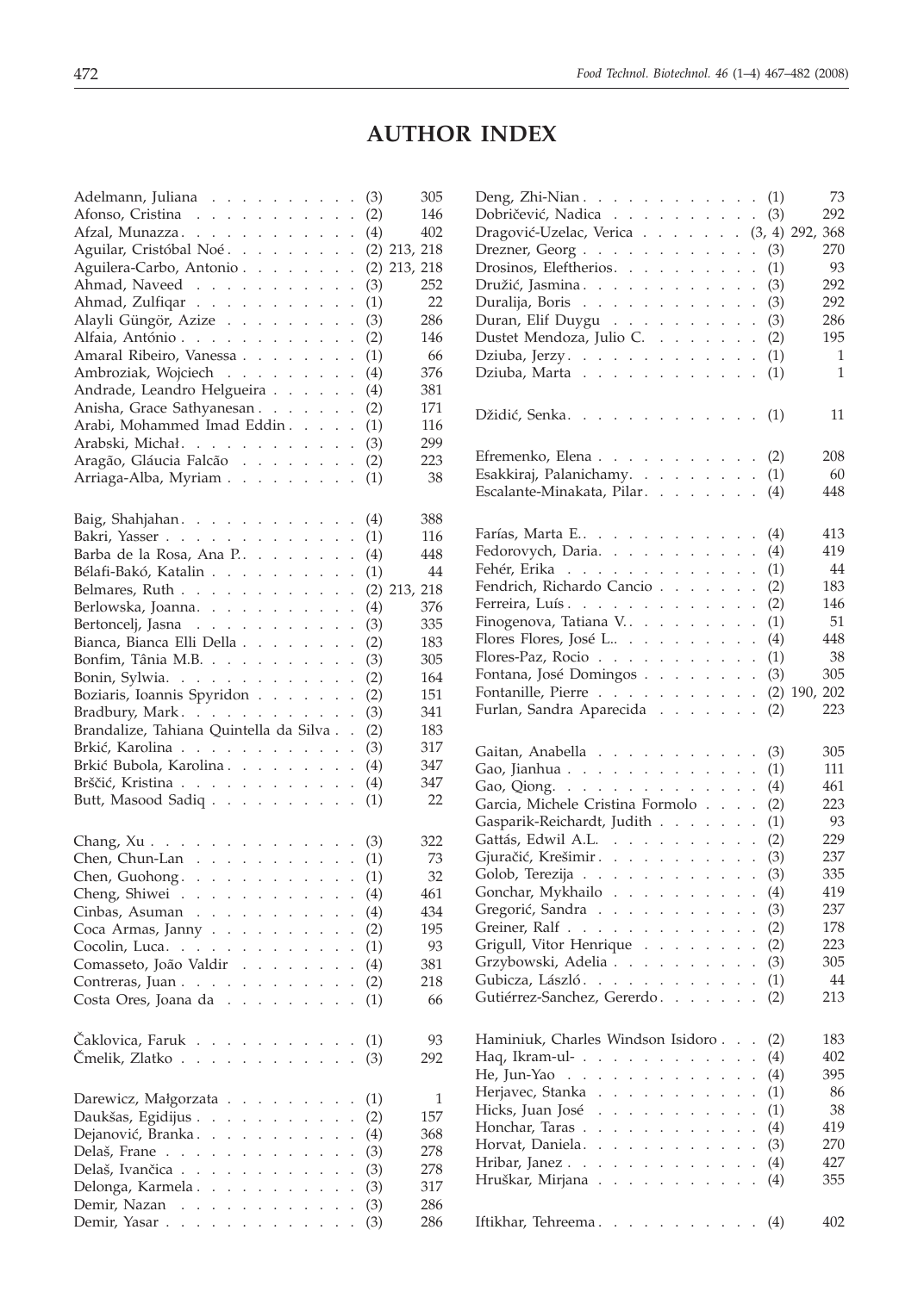# AUTHOR INDEX

Adelmann, Juliana . . . . . . . . . . (3) 305
Afonso, Cristina . . . . . . . . . . (2) 146
Afzal, Munazza . . . . . . . . . . . (4) 402
Aguilar, Cristóbal Noé . . . . . . . . (2) 213, 218
Aguilera-Carbo, Antonio . . . . . . . (2) 213, 218
Ahmad, Naveed . . . . . . . . . . (3) 252
Ahmad, Zulfiqar . . . . . . . . . . (1) 22
Alayli Güngör, Azize . . . . . . . . (3) 286
Alfaia, António . . . . . . . . . . . (2) 146
Amaral Ribeiro, Vanessa . . . . . . . (1) 66
Ambroziak, Wojciech . . . . . . . . (4) 376
Andrade, Leandro Helgueira . . . . . (4) 381
Anisha, Grace Sathyanesan . . . . . . (2) 171
Arabi, Mohammed Imad Eddin . . . . . (1) 116
Arabski, Michał . . . . . . . . . . . (3) 299
Aragão, Gláucia Falcão . . . . . . . (2) 223
Arriaga-Alba, Myriam . . . . . . . . (1) 38

Baig, Shahjahan . . . . . . . . . . . (4) 388
Bakri, Yasser . . . . . . . . . . . . (1) 116
Barba de la Rosa, Ana P. . . . . . . . (4) 448
Bélafi-Bakó, Katalin . . . . . . . . . (1) 44
Belmares, Ruth . . . . . . . . . . . (2) 213, 218
Berlowska, Joanna . . . . . . . . . . (4) 376
Bertoncelj, Jasna . . . . . . . . . . (3) 335
Bianca, Bianca Elli Della . . . . . . . (2) 183
Bonfim, Tânia M.B. . . . . . . . . . (3) 305
Bonin, Sylwia . . . . . . . . . . . . (2) 164
Boziaris, Ioannis Spyridon . . . . . . (2) 151
Bradbury, Mark . . . . . . . . . . . (3) 341
Brandalize, Tahiana Quintella da Silva . . (2) 183
Brkić, Karolina . . . . . . . . . . . (3) 317
Brkić Bubola, Karolina . . . . . . . . (4) 347
Bršćić, Kristina . . . . . . . . . . . (4) 347
Butt, Masood Sadiq . . . . . . . . . (1) 22

Chang, Xu . . . . . . . . . . . . . (3) 322
Chen, Chun-Lan . . . . . . . . . . (1) 73
Chen, Guohong . . . . . . . . . . . (1) 32
Cheng, Shiwei . . . . . . . . . . . (4) 461
Cinbas, Asuman . . . . . . . . . . (4) 434
Coca Armas, Janny . . . . . . . . . (2) 195
Cocolin, Luca . . . . . . . . . . . . (1) 93
Comasseto, João Valdir . . . . . . . (4) 381
Contreras, Juan . . . . . . . . . . . (2) 218
Costa Ores, Joana da . . . . . . . . (1) 66

Čaklovica, Faruk . . . . . . . . . . (1) 93
Čmelik, Zlatko . . . . . . . . . . . (3) 292

Darewicz, Małgorzata . . . . . . . . (1) 1
Daukšas, Egidijus . . . . . . . . . . (2) 157
Dejanović, Branka . . . . . . . . . . (4) 368
Delaš, Frane . . . . . . . . . . . . (3) 278
Delaš, Ivančica . . . . . . . . . . . (3) 278
Delonga, Karmela . . . . . . . . . . (3) 317
Demir, Nazan . . . . . . . . . . . (3) 286
Demir, Yasar . . . . . . . . . . . . (3) 286
Deng, Zhi-Nian . . . . . . . . . . . (1) 73
Dobričević, Nadica . . . . . . . . . (3) 292
Dragović-Uzelac, Verica . . . . . . . (3, 4) 292, 368
Drezner, Georg . . . . . . . . . . . (3) 270
Drosinos, Eleftherios . . . . . . . . . (1) 93
Družić, Jasmina . . . . . . . . . . . (3) 292
Duralija, Boris . . . . . . . . . . . (3) 292
Duran, Elif Duygu . . . . . . . . . (3) 286
Dustet Mendoza, Julio C. . . . . . . . (2) 195
Dziuba, Jerzy . . . . . . . . . . . . (1) 1
Dziuba, Marta . . . . . . . . . . . (1) 1

Džidić, Senka . . . . . . . . . . . . (1) 11

Efremenko, Elena . . . . . . . . . . (2) 208
Esakkiraj, Palanichamy . . . . . . . . (1) 60
Escalante-Minakata, Pilar . . . . . . . (4) 448

Farías, Marta E. . . . . . . . . . . . (4) 413
Fedorovych, Daria . . . . . . . . . . (4) 419
Fehér, Erika . . . . . . . . . . . . (1) 44
Fendrich, Richardo Cancio . . . . . . (2) 183
Ferreira, Luís . . . . . . . . . . . . (2) 146
Finogenova, Tatiana V. . . . . . . . . (1) 51
Flores Flores, José L. . . . . . . . . . (4) 448
Flores-Paz, Rocio . . . . . . . . . . (1) 38
Fontana, José Domingos . . . . . . . (3) 305
Fontanille, Pierre . . . . . . . . . . (2) 190, 202
Furlan, Sandra Aparecida . . . . . . . (2) 223

Gaitan, Anabella . . . . . . . . . . (3) 305
Gao, Jianhua . . . . . . . . . . . . (1) 111
Gao, Qiong . . . . . . . . . . . . . (4) 461
Garcia, Michele Cristina Formolo . . . . (2) 223
Gasparik-Reichardt, Judith . . . . . . (1) 93
Gattás, Edwil A.L. . . . . . . . . . . (2) 229
Gjuračić, Krešimir . . . . . . . . . . (3) 237
Golob, Terezija . . . . . . . . . . . (3) 335
Gonchar, Mykhailo . . . . . . . . . (4) 419
Gregorić, Sandra . . . . . . . . . . (3) 237
Greiner, Ralf . . . . . . . . . . . . (2) 178
Grigull, Vitor Henrique . . . . . . . (2) 223
Grzybowski, Adelia . . . . . . . . . (3) 305
Gubicza, László . . . . . . . . . . . (1) 44
Gutiérrez-Sanchez, Gererdo . . . . . . (2) 213

Haminiuk, Charles Windson Isidoro . . . (2) 183
Haq, Ikram-ul- . . . . . . . . . . . (4) 402
He, Jun-Yao . . . . . . . . . . . . (4) 395
Herjavec, Stanka . . . . . . . . . . (1) 86
Hicks, Juan José . . . . . . . . . . (1) 38
Honchar, Taras . . . . . . . . . . . (4) 419
Horvat, Daniela . . . . . . . . . . . (3) 270
Hribar, Janez . . . . . . . . . . . . (4) 427
Hruškar, Mirjana . . . . . . . . . . (4) 355

Iftikhar, Tehreema . . . . . . . . . . (4) 402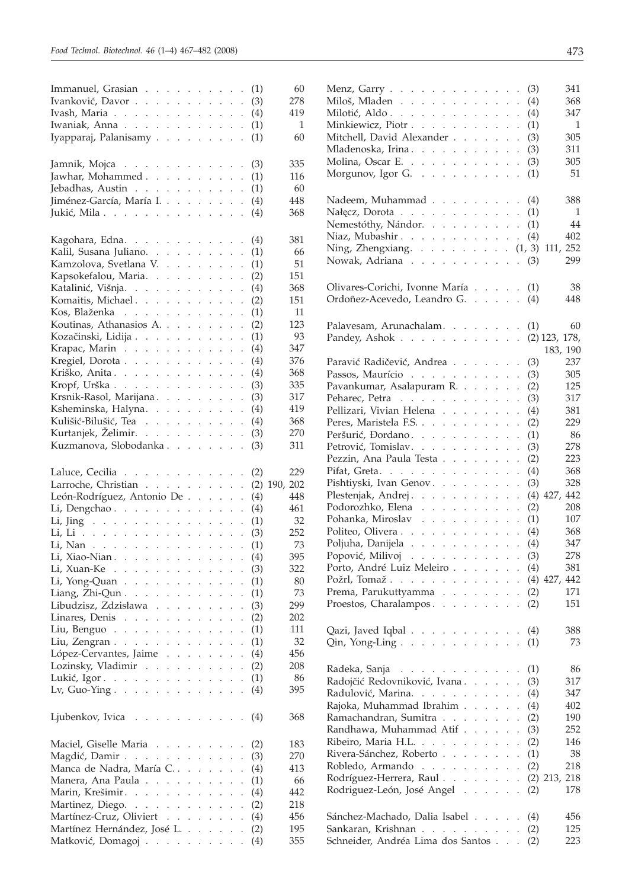Immanuel, Grasian . . . . . . . . . . (1) 60
Ivanković, Davor . . . . . . . . . . . (3) 278
Ivash, Maria . . . . . . . . . . . . . (4) 419
Iwaniak, Anna . . . . . . . . . . . . (1) 1
Iyapparaj, Palanisamy . . . . . . . . . (1) 60

Jamnik, Mojca . . . . . . . . . . . . (3) 335
Jawhar, Mohammed . . . . . . . . . . (1) 116
Jebadhas, Austin . . . . . . . . . . . (1) 60
Jiménez-García, María I. . . . . . . . . (4) 448
Jukić, Mila . . . . . . . . . . . . . . (4) 368

Kagohara, Edna. . . . . . . . . . . . (4) 381
Kalil, Susana Juliano. . . . . . . . . . (1) 66
Kamzolova, Svetlana V. . . . . . . . . (1) 51
Kapsokefalou, Maria. . . . . . . . . . (2) 151
Katalinić, Višnja. . . . . . . . . . . . (4) 368
Komaitis, Michael . . . . . . . . . . . (2) 151
Kos, Blaženka . . . . . . . . . . . . (1) 11
Koutinas, Athanasios A. . . . . . . . . (2) 123
Kozačinski, Lidija . . . . . . . . . . . (1) 93
Krapac, Marin . . . . . . . . . . . . (4) 347
Kregiel, Dorota . . . . . . . . . . . . (4) 376
Kriško, Anita . . . . . . . . . . . . . (4) 368
Kropf, Urška . . . . . . . . . . . . . (3) 335
Krsnik-Rasol, Marijana . . . . . . . . . (3) 317
Ksheminska, Halyna. . . . . . . . . . (4) 419
Kulišić-Bilušić, Tea . . . . . . . . . . (4) 368
Kurtanjek, Želimir. . . . . . . . . . . (3) 270
Kuzmanova, Slobodanka . . . . . . . . (3) 311

Laluce, Cecilia . . . . . . . . . . . . (2) 229
Larroche, Christian . . . . . . . . . . (2) 190, 202
León-Rodríguez, Antonio De . . . . . . (4) 448
Li, Dengchao . . . . . . . . . . . . . (4) 461
Li, Jing . . . . . . . . . . . . . . . (1) 32
Li, Li . . . . . . . . . . . . . . . . (3) 252
Li, Nan . . . . . . . . . . . . . . . (1) 73
Li, Xiao-Nian . . . . . . . . . . . . . (4) 395
Li, Xuan-Ke . . . . . . . . . . . . . (3) 322
Li, Yong-Quan . . . . . . . . . . . . (1) 80
Liang, Zhi-Qun . . . . . . . . . . . . (1) 73
Libudzisz, Zdzisława . . . . . . . . . (3) 299
Linares, Denis . . . . . . . . . . . . (2) 202
Liu, Benguo . . . . . . . . . . . . . (1) 111
Liu, Zengran . . . . . . . . . . . . . (1) 32
López-Cervantes, Jaime . . . . . . . . (4) 456
Lozinsky, Vladimir . . . . . . . . . . (2) 208
Lukić, Igor . . . . . . . . . . . . . . (1) 86
Lv, Guo-Ying . . . . . . . . . . . . . (4) 395

Ljubenkov, Ivica . . . . . . . . . . . (4) 368

Maciel, Giselle Maria . . . . . . . . . (2) 183
Magdić, Damir . . . . . . . . . . . . (3) 270
Manca de Nadra, María C. . . . . . . . (4) 413
Manera, Ana Paula . . . . . . . . . . (1) 66
Marin, Krešimir. . . . . . . . . . . . (4) 442
Martinez, Diego. . . . . . . . . . . . (2) 218
Martínez-Cruz, Oliviert . . . . . . . . (4) 456
Martínez Hernández, José L. . . . . . . (2) 195
Matković, Domagoj . . . . . . . . . . (4) 355

Menz, Garry . . . . . . . . . . . . . (3) 341
Miloš, Mladen . . . . . . . . . . . . (4) 368
Milotić, Aldo . . . . . . . . . . . . . (4) 347
Minkiewicz, Piotr . . . . . . . . . . . (1) 1
Mitchell, David Alexander . . . . . . . (3) 305
Mladenoska, Irina . . . . . . . . . . . (3) 311
Molina, Oscar E. . . . . . . . . . . . (3) 305
Morgunov, Igor G. . . . . . . . . . . (1) 51

Nadeem, Muhammad . . . . . . . . . (4) 388
Nałęcz, Dorota . . . . . . . . . . . . (1) 1
Nemestóthy, Nándor. . . . . . . . . . (1) 44
Niaz, Mubashir . . . . . . . . . . . . (4) 402
Ning, Zhengxiang. . . . . . . . . . (1, 3) 111, 252
Nowak, Adriana . . . . . . . . . . . (3) 299

Olivares-Corichi, Ivonne María . . . . . (1) 38
Ordoñez-Acevedo, Leandro G. . . . . . (4) 448

Palavesam, Arunachalam. . . . . . . . (1) 60
Pandey, Ashok . . . . . . . . . . . . (2) 123, 178, 183, 190
Paravić Radičević, Andrea . . . . . . . (3) 237
Passos, Maurício . . . . . . . . . . . (3) 305
Pavankumar, Asalapuram R. . . . . . . (2) 125
Peharec, Petra . . . . . . . . . . . . (3) 317
Pellizari, Vivian Helena . . . . . . . . (4) 381
Peres, Maristela F.S. . . . . . . . . . . (2) 229
Peršurić, Đordano . . . . . . . . . . . (1) 86
Petrović, Tomislav. . . . . . . . . . . (3) 278
Pezzin, Ana Paula Testa . . . . . . . . (2) 223
Pifat, Greta. . . . . . . . . . . . . . (4) 368
Pishtiyski, Ivan Genov . . . . . . . . . (3) 328
Plestenjak, Andrej . . . . . . . . . . (4) 427, 442
Podorozhko, Elena . . . . . . . . . . (2) 208
Pohanka, Miroslav . . . . . . . . . . (1) 107
Politeo, Olivera . . . . . . . . . . . . (4) 368
Poljuha, Danijela . . . . . . . . . . . (4) 347
Popović, Milivoj . . . . . . . . . . . (3) 278
Porto, André Luiz Meleiro . . . . . . . (4) 381
Požrl, Tomaž . . . . . . . . . . . . . (4) 427, 442
Prema, Parukuttyamma . . . . . . . . (2) 171
Proestos, Charalampos . . . . . . . . . (2) 151

Qazi, Javed Iqbal . . . . . . . . . . . (4) 388
Qin, Yong-Ling . . . . . . . . . . . . (1) 73

Radeka, Sanja . . . . . . . . . . . . (1) 86
Radojčić Redovniković, Ivana . . . . . . (3) 317
Radulović, Marina. . . . . . . . . . . (4) 347
Rajoka, Muhammad Ibrahim . . . . . . (4) 402
Ramachandran, Sumitra . . . . . . . . (2) 190
Randhawa, Muhammad Atif . . . . . . (3) 252
Ribeiro, Maria H.L. . . . . . . . . . . (2) 146
Rivera-Sánchez, Roberto . . . . . . . . (1) 38
Robledo, Armando . . . . . . . . . . (2) 218
Rodríguez-Herrera, Raul . . . . . . . . (2) 213, 218
Rodriguez-León, José Angel . . . . . . (2) 178

Sánchez-Machado, Dalia Isabel . . . . . (4) 456
Sankaran, Krishnan . . . . . . . . . . (2) 125
Schneider, Andréa Lima dos Santos . . . (2) 223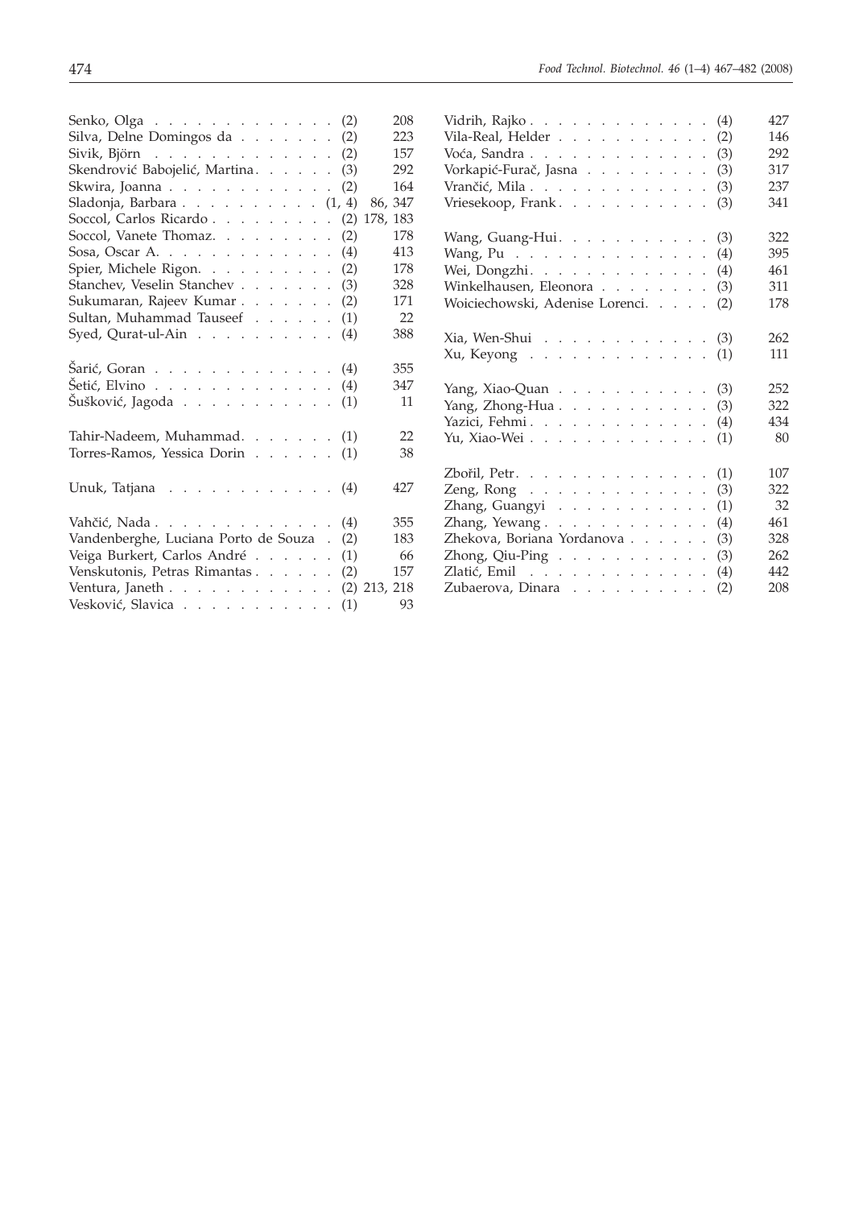Senko, Olga . . . . . . . . . . . . . . (2) 208
Silva, Delne Domingos da . . . . . . . (2) 223
Sivik, Björn . . . . . . . . . . . . . (2) 157
Skendrović Babojelić, Martina. . . . . . (3) 292
Skwira, Joanna . . . . . . . . . . . . (2) 164
Sladonja, Barbara . . . . . . . . . . (1, 4) 86, 347
Soccol, Carlos Ricardo . . . . . . . . . (2) 178, 183
Soccol, Vanete Thomaz. . . . . . . . . (2) 178
Sosa, Oscar A. . . . . . . . . . . . . (4) 413
Spier, Michele Rigon. . . . . . . . . . (2) 178
Stanchev, Veselin Stanchev . . . . . . . (3) 328
Sukumaran, Rajeev Kumar . . . . . . . (2) 171
Sultan, Muhammad Tauseef . . . . . . (1) 22
Syed, Qurat-ul-Ain . . . . . . . . . . (4) 388

Šarić, Goran . . . . . . . . . . . . . (4) 355
Šetić, Elvino . . . . . . . . . . . . . (4) 347
Šušković, Jagoda . . . . . . . . . . . (1) 11

Tahir-Nadeem, Muhammad. . . . . . . (1) 22
Torres-Ramos, Yessica Dorin . . . . . . (1) 38

Unuk, Tatjana . . . . . . . . . . . . (4) 427

Vahčić, Nada . . . . . . . . . . . . . (4) 355
Vandenberghe, Luciana Porto de Souza . (2) 183
Veiga Burkert, Carlos André . . . . . . (1) 66
Venskutonis, Petras Rimantas . . . . . . (2) 157
Ventura, Janeth . . . . . . . . . . . . (2) 213, 218
Vesković, Slavica . . . . . . . . . . . (1) 93

Vidrih, Rajko . . . . . . . . . . . . . (4) 427
Vila-Real, Helder . . . . . . . . . . . (2) 146
Voća, Sandra . . . . . . . . . . . . . (3) 292
Vorkapić-Furač, Jasna . . . . . . . . . (3) 317
Vrančić, Mila . . . . . . . . . . . . . (3) 237
Vriesekoop, Frank . . . . . . . . . . . (3) 341

Wang, Guang-Hui. . . . . . . . . . . . (3) 322
Wang, Pu . . . . . . . . . . . . . . . (4) 395
Wei, Dongzhi. . . . . . . . . . . . . . (4) 461
Winkelhausen, Eleonora . . . . . . . . (3) 311
Woiciechowski, Adenise Lorenci. . . . . (2) 178

Xia, Wen-Shui . . . . . . . . . . . . . (3) 262
Xu, Keyong . . . . . . . . . . . . . . (1) 111

Yang, Xiao-Quan . . . . . . . . . . . . (3) 252
Yang, Zhong-Hua . . . . . . . . . . . . (3) 322
Yazici, Fehmi . . . . . . . . . . . . . (4) 434
Yu, Xiao-Wei . . . . . . . . . . . . . (1) 80

Zbořil, Petr. . . . . . . . . . . . . . (1) 107
Zeng, Rong . . . . . . . . . . . . . . (3) 322
Zhang, Guangyi . . . . . . . . . . . . (1) 32
Zhang, Yewang . . . . . . . . . . . . . (4) 461
Zhekova, Boriana Yordanova . . . . . . (3) 328
Zhong, Qiu-Ping . . . . . . . . . . . . (3) 262
Zlatić, Emil . . . . . . . . . . . . . . (4) 442
Zubaerova, Dinara . . . . . . . . . . . (2) 208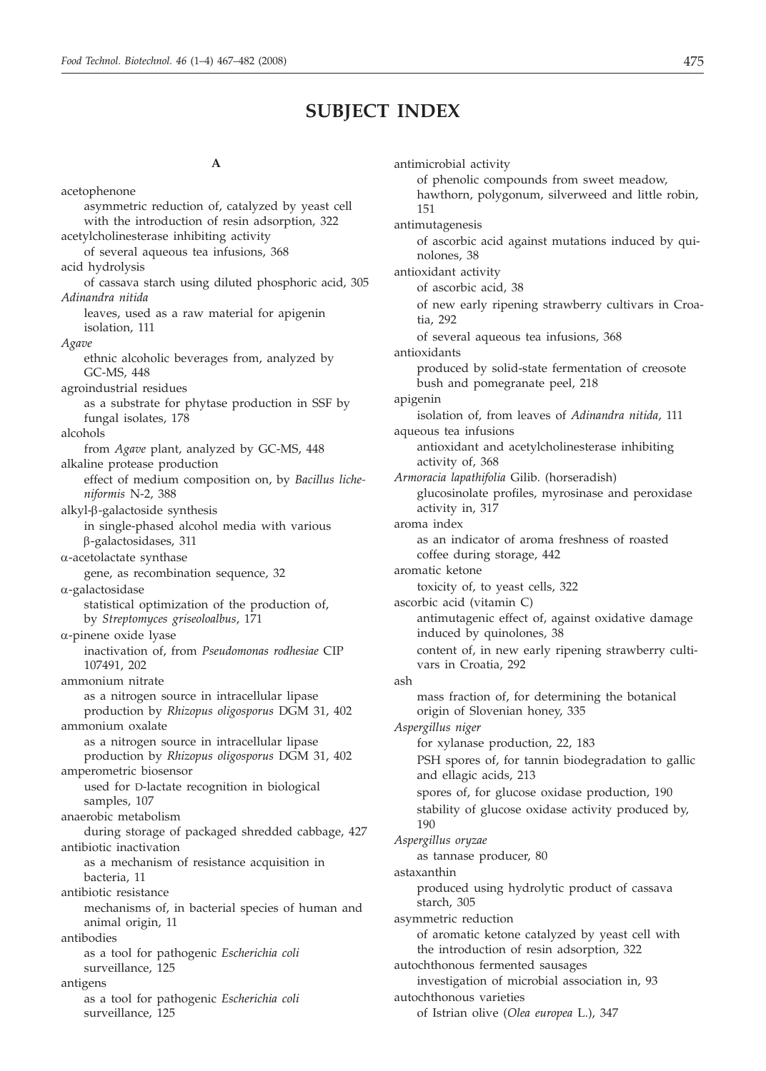# SUBJECT INDEX

**A**

acetophenone
 asymmetric reduction of, catalyzed by yeast cell with the introduction of resin adsorption, 322

acetylcholinesterase inhibiting activity
 of several aqueous tea infusions, 368

acid hydrolysis
 of cassava starch using diluted phosphoric acid, 305

*Adinandra nitida*
 leaves, used as a raw material for apigenin isolation, 111

*Agave*
 ethnic alcoholic beverages from, analyzed by GC-MS, 448

agroindustrial residues
 as a substrate for phytase production in SSF by fungal isolates, 178

alcohols
 from *Agave* plant, analyzed by GC-MS, 448

alkaline protease production
 effect of medium composition on, by *Bacillus licheniformis* N-2, 388

alkyl-β-galactoside synthesis
 in single-phased alcohol media with various β-galactosidases, 311

α-acetolactate synthase
 gene, as recombination sequence, 32

α-galactosidase
 statistical optimization of the production of, by *Streptomyces griseoloalbus*, 171

α-pinene oxide lyase
 inactivation of, from *Pseudomonas rodhesiae* CIP 107491, 202

ammonium nitrate
 as a nitrogen source in intracellular lipase production by *Rhizopus oligosporus* DGM 31, 402

ammonium oxalate
 as a nitrogen source in intracellular lipase production by *Rhizopus oligosporus* DGM 31, 402

amperometric biosensor
 used for D-lactate recognition in biological samples, 107

anaerobic metabolism
 during storage of packaged shredded cabbage, 427

antibiotic inactivation
 as a mechanism of resistance acquisition in bacteria, 11

antibiotic resistance
 mechanisms of, in bacterial species of human and animal origin, 11

antibodies
 as a tool for pathogenic *Escherichia coli* surveillance, 125

antigens
 as a tool for pathogenic *Escherichia coli* surveillance, 125

antimicrobial activity
 of phenolic compounds from sweet meadow, hawthorn, polygonum, silverweed and little robin, 151

antimutagenesis
 of ascorbic acid against mutations induced by quinolones, 38

antioxidant activity
 of ascorbic acid, 38
 of new early ripening strawberry cultivars in Croatia, 292
 of several aqueous tea infusions, 368

antioxidants
 produced by solid-state fermentation of creosote bush and pomegranate peel, 218

apigenin
 isolation of, from leaves of *Adinandra nitida*, 111

aqueous tea infusions
 antioxidant and acetylcholinesterase inhibiting activity of, 368

*Armoracia lapathifolia* Gilib. (horseradish)
 glucosinolate profiles, myrosinase and peroxidase activity in, 317

aroma index
 as an indicator of aroma freshness of roasted coffee during storage, 442

aromatic ketone
 toxicity of, to yeast cells, 322

ascorbic acid (vitamin C)
 antimutagenic effect of, against oxidative damage induced by quinolones, 38
 content of, in new early ripening strawberry cultivars in Croatia, 292

ash
 mass fraction of, for determining the botanical origin of Slovenian honey, 335

*Aspergillus niger*
 for xylanase production, 22, 183
 PSH spores of, for tannin biodegradation to gallic and ellagic acids, 213
 spores of, for glucose oxidase production, 190
 stability of glucose oxidase activity produced by, 190

*Aspergillus oryzae*
 as tannase producer, 80

astaxanthin
 produced using hydrolytic product of cassava starch, 305

asymmetric reduction
 of aromatic ketone catalyzed by yeast cell with the introduction of resin adsorption, 322

autochthonous fermented sausages
 investigation of microbial association in, 93

autochthonous varieties
 of Istrian olive (*Olea europea* L.), 347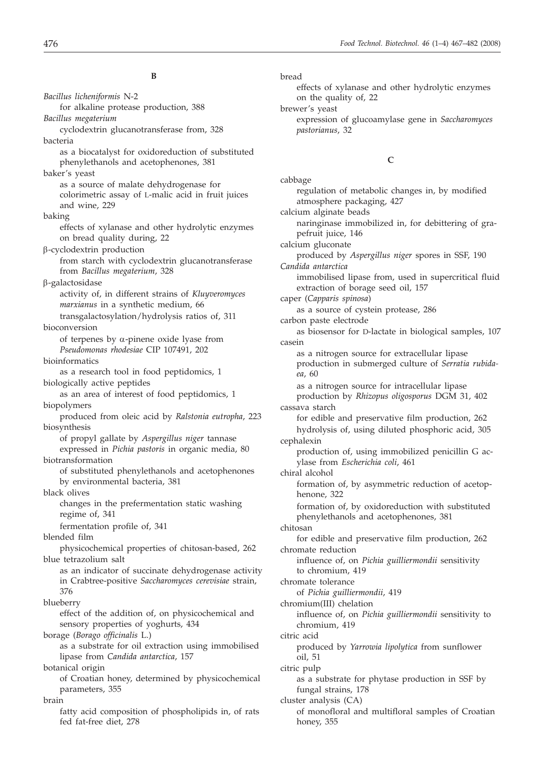## B

*Bacillus licheniformis* N-2
  for alkaline protease production, 388

*Bacillus megaterium*
  cyclodextrin glucanotransferase from, 328

bacteria
  as a biocatalyst for oxidoreduction of substituted phenylethanols and acetophenones, 381

baker's yeast
  as a source of malate dehydrogenase for colorimetric assay of L-malic acid in fruit juices and wine, 229

baking
  effects of xylanase and other hydrolytic enzymes on bread quality during, 22

β-cyclodextrin production
  from starch with cyclodextrin glucanotransferase from *Bacillus megaterium*, 328

β-galactosidase
  activity of, in different strains of *Kluyveromyces marxianus* in a synthetic medium, 66
  transgalactosylation/hydrolysis ratios of, 311

bioconversion
  of terpenes by α-pinene oxide lyase from *Pseudomonas rhodesiae* CIP 107491, 202

bioinformatics
  as a research tool in food peptidomics, 1

biologically active peptides
  as an area of interest of food peptidomics, 1

biopolymers
  produced from oleic acid by *Ralstonia eutropha*, 223

biosynthesis
  of propyl gallate by *Aspergillus niger* tannase expressed in *Pichia pastoris* in organic media, 80

biotransformation
  of substituted phenylethanols and acetophenones by environmental bacteria, 381

black olives
  changes in the prefermentation static washing regime of, 341
  fermentation profile of, 341

blended film
  physicochemical properties of chitosan-based, 262

blue tetrazolium salt
  as an indicator of succinate dehydrogenase activity in Crabtree-positive *Saccharomyces cerevisiae* strain, 376

blueberry
  effect of the addition of, on physicochemical and sensory properties of yoghurts, 434

borage (*Borago officinalis* L.)
  as a substrate for oil extraction using immobilised lipase from *Candida antarctica*, 157

botanical origin
  of Croatian honey, determined by physicochemical parameters, 355

brain
  fatty acid composition of phospholipids in, of rats fed fat-free diet, 278

bread
  effects of xylanase and other hydrolytic enzymes on the quality of, 22

brewer's yeast
  expression of glucoamylase gene in *Saccharomyces pastorianus*, 32

## C

cabbage
  regulation of metabolic changes in, by modified atmosphere packaging, 427

calcium alginate beads
  naringinase immobilized in, for debittering of grapefruit juice, 146

calcium gluconate
  produced by *Aspergillus niger* spores in SSF, 190

*Candida antarctica*
  immobilised lipase from, used in supercritical fluid extraction of borage seed oil, 157

caper (*Capparis spinosa*)
  as a source of cystein protease, 286

carbon paste electrode
  as biosensor for D-lactate in biological samples, 107

casein
  as a nitrogen source for extracellular lipase production in submerged culture of *Serratia rubidaea*, 60
  as a nitrogen source for intracellular lipase production by *Rhizopus oligosporus* DGM 31, 402

cassava starch
  for edible and preservative film production, 262
  hydrolysis of, using diluted phosphoric acid, 305

cephalexin
  production of, using immobilized penicillin G acylase from *Escherichia coli*, 461

chiral alcohol
  formation of, by asymmetric reduction of acetophenone, 322
  formation of, by oxidoreduction with substituted phenylethanols and acetophenones, 381

chitosan
  for edible and preservative film production, 262

chromate reduction
  influence of, on *Pichia guilliermondii* sensitivity to chromium, 419

chromate tolerance
  of *Pichia guilliermondii*, 419

chromium(III) chelation
  influence of, on *Pichia guilliermondii* sensitivity to chromium, 419

citric acid
  produced by *Yarrowia lipolytica* from sunflower oil, 51

citric pulp
  as a substrate for phytase production in SSF by fungal strains, 178

cluster analysis (CA)
  of monofloral and multifloral samples of Croatian honey, 355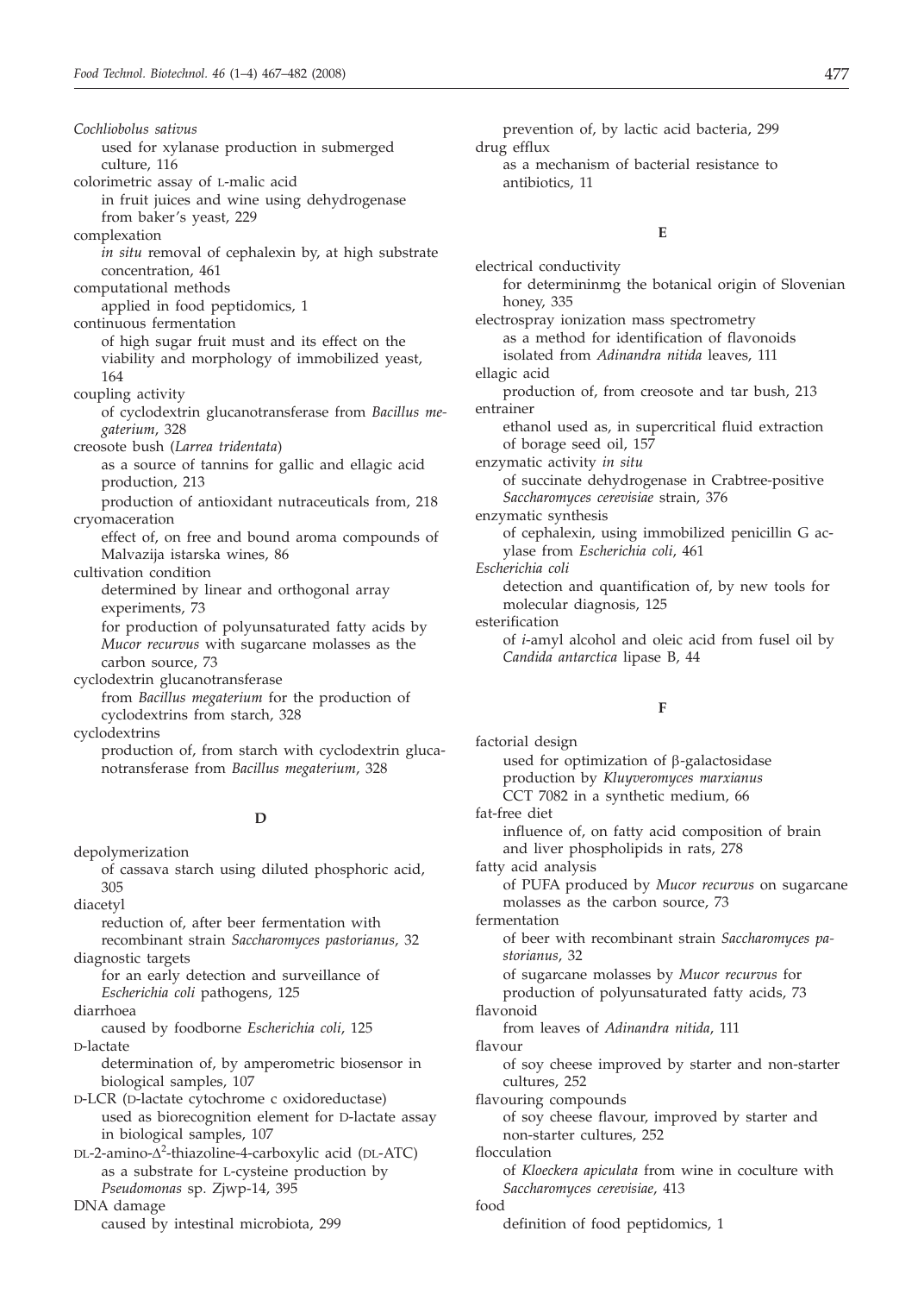*Cochliobolus sativus*
 used for xylanase production in submerged culture, 116

colorimetric assay of L-malic acid
 in fruit juices and wine using dehydrogenase from baker's yeast, 229

complexation
 *in situ* removal of cephalexin by, at high substrate concentration, 461

computational methods
 applied in food peptidomics, 1

continuous fermentation
 of high sugar fruit must and its effect on the viability and morphology of immobilized yeast, 164

coupling activity
 of cyclodextrin glucanotransferase from *Bacillus megaterium*, 328

creosote bush (*Larrea tridentata*)
 as a source of tannins for gallic and ellagic acid production, 213
 production of antioxidant nutraceuticals from, 218

cryomaceration
 effect of, on free and bound aroma compounds of Malvazija istarska wines, 86

cultivation condition
 determined by linear and orthogonal array experiments, 73
 for production of polyunsaturated fatty acids by *Mucor recurvus* with sugarcane molasses as the carbon source, 73

cyclodextrin glucanotransferase
 from *Bacillus megaterium* for the production of cyclodextrins from starch, 328

cyclodextrins
 production of, from starch with cyclodextrin glucanotransferase from *Bacillus megaterium*, 328

**D**

depolymerization
 of cassava starch using diluted phosphoric acid, 305

diacetyl
 reduction of, after beer fermentation with recombinant strain *Saccharomyces pastorianus*, 32

diagnostic targets
 for an early detection and surveillance of *Escherichia coli* pathogens, 125

diarrhoea
 caused by foodborne *Escherichia coli*, 125

D-lactate
 determination of, by amperometric biosensor in biological samples, 107

D-LCR (D-lactate cytochrome c oxidoreductase)
 used as biorecognition element for D-lactate assay in biological samples, 107

DL-2-amino-$\Delta^2$-thiazoline-4-carboxylic acid (DL-ATC)
 as a substrate for L-cysteine production by *Pseudomonas* sp. Zjwp-14, 395

DNA damage
 caused by intestinal microbiota, 299
 prevention of, by lactic acid bacteria, 299

drug efflux
 as a mechanism of bacterial resistance to antibiotics, 11

**E**

electrical conductivity
 for determininmg the botanical origin of Slovenian honey, 335

electrospray ionization mass spectrometry
 as a method for identification of flavonoids isolated from *Adinandra nitida* leaves, 111

ellagic acid
 production of, from creosote and tar bush, 213

entrainer
 ethanol used as, in supercritical fluid extraction of borage seed oil, 157

enzymatic activity *in situ*
 of succinate dehydrogenase in Crabtree-positive *Saccharomyces cerevisiae* strain, 376

enzymatic synthesis
 of cephalexin, using immobilized penicillin G acylase from *Escherichia coli*, 461

*Escherichia coli*
 detection and quantification of, by new tools for molecular diagnosis, 125

esterification
 of *i*-amyl alcohol and oleic acid from fusel oil by *Candida antarctica* lipase B, 44

**F**

factorial design
 used for optimization of β-galactosidase production by *Kluyveromyces marxianus* CCT 7082 in a synthetic medium, 66

fat-free diet
 influence of, on fatty acid composition of brain and liver phospholipids in rats, 278

fatty acid analysis
 of PUFA produced by *Mucor recurvus* on sugarcane molasses as the carbon source, 73

fermentation
 of beer with recombinant strain *Saccharomyces pastorianus*, 32
 of sugarcane molasses by *Mucor recurvus* for production of polyunsaturated fatty acids, 73

flavonoid
 from leaves of *Adinandra nitida*, 111

flavour
 of soy cheese improved by starter and non-starter cultures, 252

flavouring compounds
 of soy cheese flavour, improved by starter and non-starter cultures, 252

flocculation
 of *Kloeckera apiculata* from wine in coculture with *Saccharomyces cerevisiae*, 413

food
 definition of food peptidomics, 1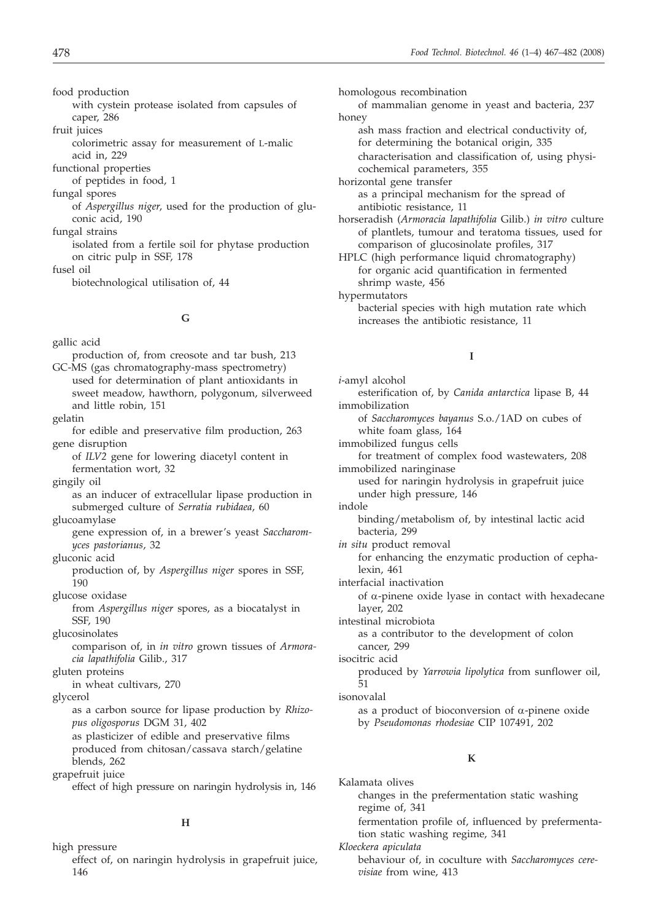food production
  with cystein protease isolated from capsules of caper, 286

fruit juices
  colorimetric assay for measurement of L-malic acid in, 229

functional properties
  of peptides in food, 1

fungal spores
  of *Aspergillus niger*, used for the production of gluconic acid, 190

fungal strains
  isolated from a fertile soil for phytase production on citric pulp in SSF, 178

fusel oil
  biotechnological utilisation of, 44

## G

gallic acid
  production of, from creosote and tar bush, 213

GC-MS (gas chromatography-mass spectrometry)
  used for determination of plant antioxidants in sweet meadow, hawthorn, polygonum, silverweed and little robin, 151

gelatin
  for edible and preservative film production, 263

gene disruption
  of *ILV2* gene for lowering diacetyl content in fermentation wort, 32

gingily oil
  as an inducer of extracellular lipase production in submerged culture of *Serratia rubidaea*, 60

glucoamylase
  gene expression of, in a brewer's yeast *Saccharomyces pastorianus*, 32

gluconic acid
  production of, by *Aspergillus niger* spores in SSF, 190

glucose oxidase
  from *Aspergillus niger* spores, as a biocatalyst in SSF, 190

glucosinolates
  comparison of, in *in vitro* grown tissues of *Armoracia lapathifolia* Gilib., 317

gluten proteins
  in wheat cultivars, 270

glycerol
  as a carbon source for lipase production by *Rhizopus oligosporus* DGM 31, 402
  as plasticizer of edible and preservative films produced from chitosan/cassava starch/gelatine blends, 262

grapefruit juice
  effect of high pressure on naringin hydrolysis in, 146

## H

high pressure
  effect of, on naringin hydrolysis in grapefruit juice, 146

homologous recombination
  of mammalian genome in yeast and bacteria, 237

honey
  ash mass fraction and electrical conductivity of, for determining the botanical origin, 335
  characterisation and classification of, using physicochemical parameters, 355

horizontal gene transfer
  as a principal mechanism for the spread of antibiotic resistance, 11

horseradish (*Armoracia lapathifolia* Gilib.) *in vitro* culture of plantlets, tumour and teratoma tissues, used for comparison of glucosinolate profiles, 317

HPLC (high performance liquid chromatography)
  for organic acid quantification in fermented shrimp waste, 456

hypermutators
  bacterial species with high mutation rate which increases the antibiotic resistance, 11

## I

*i*-amyl alcohol
  esterification of, by *Canida antarctica* lipase B, 44

immobilization
  of *Saccharomyces bayanus* S.o./1AD on cubes of white foam glass, 164

immobilized fungus cells
  for treatment of complex food wastewaters, 208

immobilized naringinase
  used for naringin hydrolysis in grapefruit juice under high pressure, 146

indole
  binding/metabolism of, by intestinal lactic acid bacteria, 299

*in situ* product removal
  for enhancing the enzymatic production of cephalexin, 461

interfacial inactivation
  of α-pinene oxide lyase in contact with hexadecane layer, 202

intestinal microbiota
  as a contributor to the development of colon cancer, 299

isocitric acid
  produced by *Yarrowia lipolytica* from sunflower oil, 51

isonovalal
  as a product of bioconversion of α-pinene oxide by *Pseudomonas rhodesiae* CIP 107491, 202

## K

Kalamata olives
  changes in the prefermentation static washing regime of, 341
  fermentation profile of, influenced by prefermentation static washing regime, 341

*Kloeckera apiculata*
  behaviour of, in coculture with *Saccharomyces cerevisiae* from wine, 413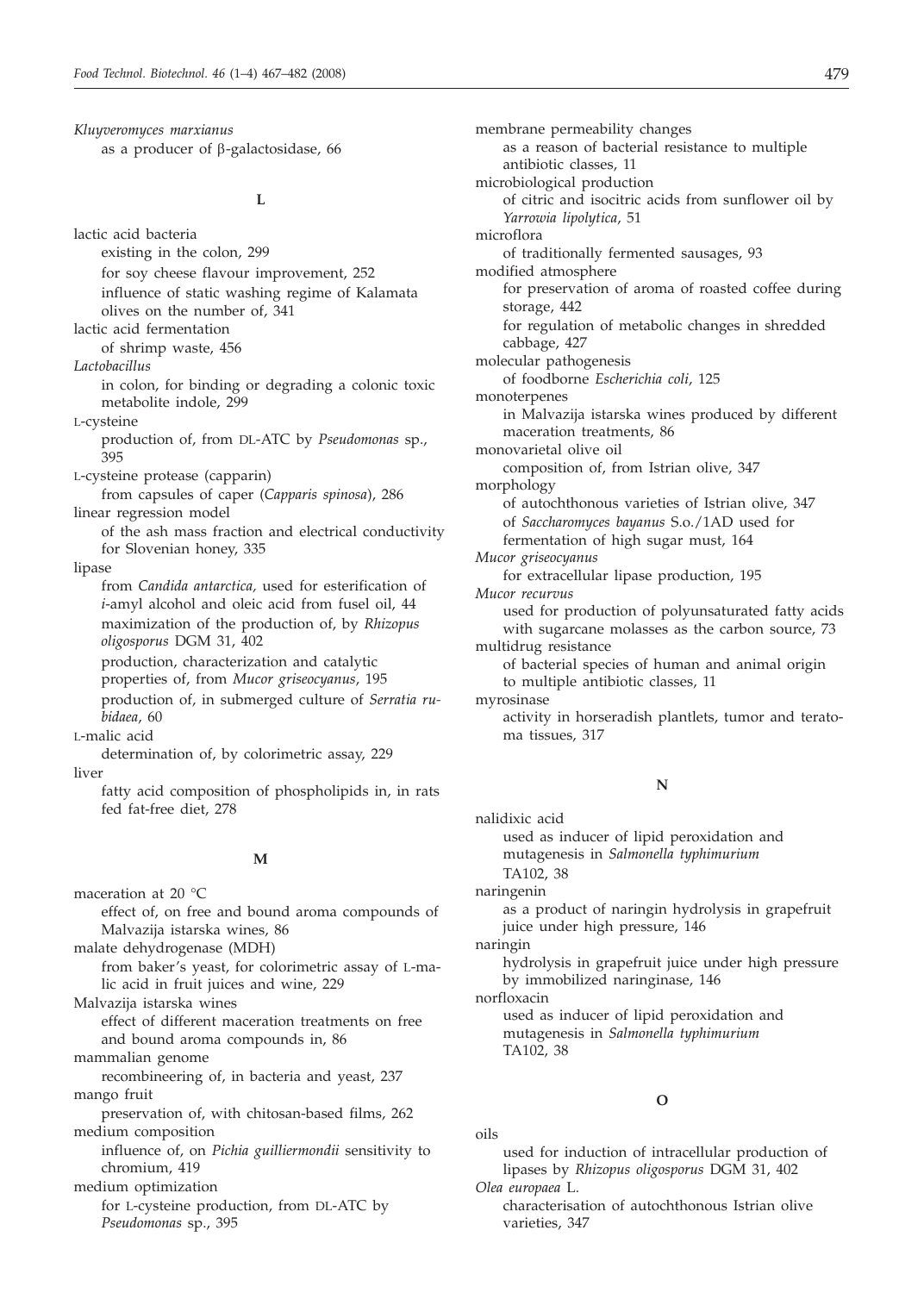*Kluyveromyces marxianus*
  as a producer of β-galactosidase, 66

**L**

lactic acid bacteria
  existing in the colon, 299
  for soy cheese flavour improvement, 252
  influence of static washing regime of Kalamata olives on the number of, 341
lactic acid fermentation
  of shrimp waste, 456
*Lactobacillus*
  in colon, for binding or degrading a colonic toxic metabolite indole, 299
L-cysteine
  production of, from DL-ATC by *Pseudomonas* sp., 395
L-cysteine protease (capparin)
  from capsules of caper (*Capparis spinosa*), 286
linear regression model
  of the ash mass fraction and electrical conductivity for Slovenian honey, 335
lipase
  from *Candida antarctica*, used for esterification of *i*-amyl alcohol and oleic acid from fusel oil, 44
  maximization of the production of, by *Rhizopus oligosporus* DGM 31, 402
  production, characterization and catalytic properties of, from *Mucor griseocyanus*, 195
  production of, in submerged culture of *Serratia rubidaea*, 60
L-malic acid
  determination of, by colorimetric assay, 229
liver
  fatty acid composition of phospholipids in, in rats fed fat-free diet, 278

**M**

maceration at 20 °C
  effect of, on free and bound aroma compounds of Malvazija istarska wines, 86
malate dehydrogenase (MDH)
  from baker's yeast, for colorimetric assay of L-malic acid in fruit juices and wine, 229
Malvazija istarska wines
  effect of different maceration treatments on free and bound aroma compounds in, 86
mammalian genome
  recombineering of, in bacteria and yeast, 237
mango fruit
  preservation of, with chitosan-based films, 262
medium composition
  influence of, on *Pichia guilliermondii* sensitivity to chromium, 419
medium optimization
  for L-cysteine production, from DL-ATC by *Pseudomonas* sp., 395
membrane permeability changes
  as a reason of bacterial resistance to multiple antibiotic classes, 11
microbiological production
  of citric and isocitric acids from sunflower oil by *Yarrowia lipolytica*, 51
microflora
  of traditionally fermented sausages, 93
modified atmosphere
  for preservation of aroma of roasted coffee during storage, 442
  for regulation of metabolic changes in shredded cabbage, 427
molecular pathogenesis
  of foodborne *Escherichia coli*, 125
monoterpenes
  in Malvazija istarska wines produced by different maceration treatments, 86
monovarietal olive oil
  composition of, from Istrian olive, 347
morphology
  of autochthonous varieties of Istrian olive, 347
  of *Saccharomyces bayanus* S.o./1AD used for fermentation of high sugar must, 164
*Mucor griseocyanus*
  for extracellular lipase production, 195
*Mucor recurvus*
  used for production of polyunsaturated fatty acids with sugarcane molasses as the carbon source, 73
multidrug resistance
  of bacterial species of human and animal origin to multiple antibiotic classes, 11
myrosinase
  activity in horseradish plantlets, tumor and teratoma tissues, 317

**N**

nalidixic acid
  used as inducer of lipid peroxidation and mutagenesis in *Salmonella typhimurium* TA102, 38
naringenin
  as a product of naringin hydrolysis in grapefruit juice under high pressure, 146
naringin
  hydrolysis in grapefruit juice under high pressure by immobilized naringinase, 146
norfloxacin
  used as inducer of lipid peroxidation and mutagenesis in *Salmonella typhimurium* TA102, 38

**O**

oils
  used for induction of intracellular production of lipases by *Rhizopus oligosporus* DGM 31, 402
*Olea europaea* L.
  characterisation of autochthonous Istrian olive varieties, 347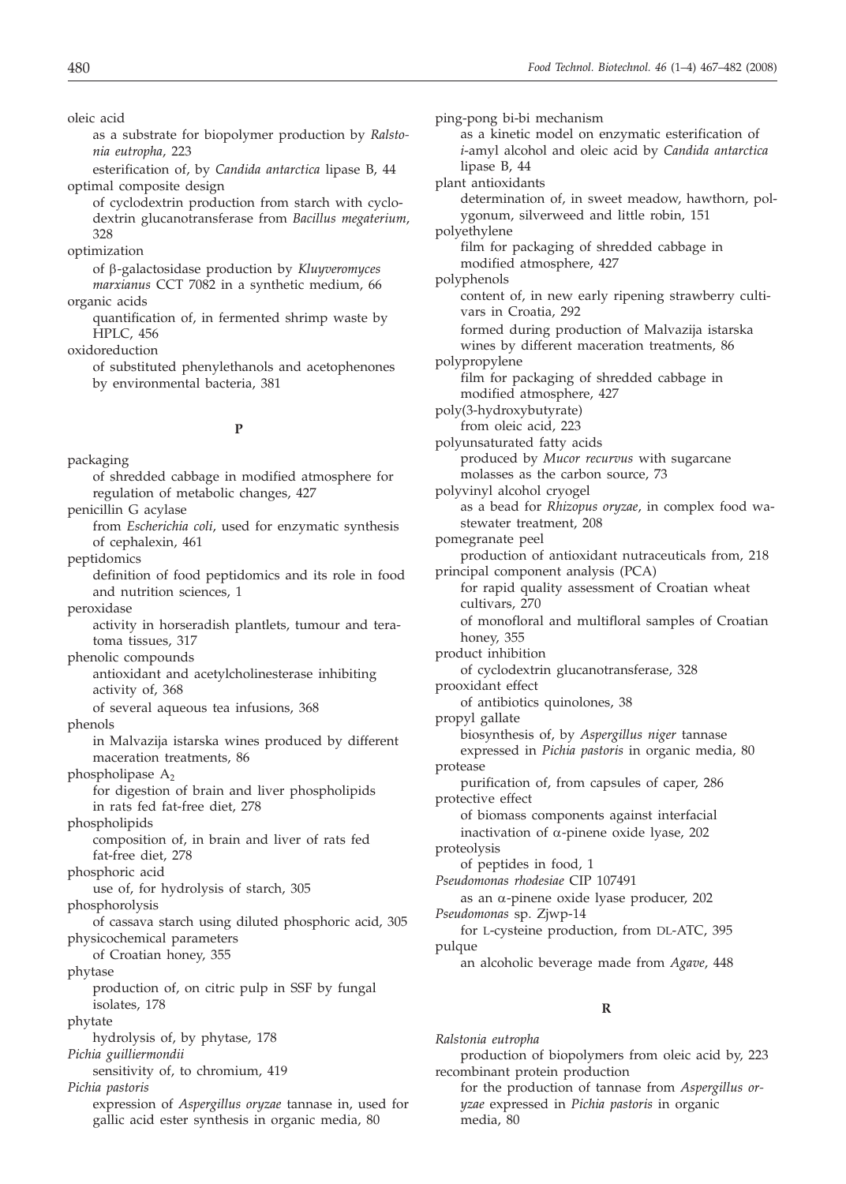oleic acid

as a substrate for biopolymer production by *Ralstonia eutropha*, 223

esterification of, by *Candida antarctica* lipase B, 44

optimal composite design

of cyclodextrin production from starch with cyclodextrin glucanotransferase from *Bacillus megaterium*, 328

optimization

of β-galactosidase production by *Kluyveromyces marxianus* CCT 7082 in a synthetic medium, 66

organic acids

quantification of, in fermented shrimp waste by HPLC, 456

oxidoreduction

of substituted phenylethanols and acetophenones by environmental bacteria, 381

## P

packaging

of shredded cabbage in modified atmosphere for regulation of metabolic changes, 427

penicillin G acylase

from *Escherichia coli*, used for enzymatic synthesis of cephalexin, 461

peptidomics

definition of food peptidomics and its role in food and nutrition sciences, 1

peroxidase

activity in horseradish plantlets, tumour and teratoma tissues, 317

phenolic compounds

antioxidant and acetylcholinesterase inhibiting activity of, 368

of several aqueous tea infusions, 368

phenols

in Malvazija istarska wines produced by different maceration treatments, 86

phospholipase $A_2$

for digestion of brain and liver phospholipids in rats fed fat-free diet, 278

phospholipids

composition of, in brain and liver of rats fed fat-free diet, 278

phosphoric acid

use of, for hydrolysis of starch, 305

phosphorolysis

of cassava starch using diluted phosphoric acid, 305

physicochemical parameters

of Croatian honey, 355

phytase

production of, on citric pulp in SSF by fungal isolates, 178

phytate

hydrolysis of, by phytase, 178

*Pichia guilliermondii*

sensitivity of, to chromium, 419

*Pichia pastoris*

expression of *Aspergillus oryzae* tannase in, used for gallic acid ester synthesis in organic media, 80

ping-pong bi-bi mechanism

as a kinetic model on enzymatic esterification of *i*-amyl alcohol and oleic acid by *Candida antarctica* lipase B, 44

plant antioxidants

determination of, in sweet meadow, hawthorn, polygonum, silverweed and little robin, 151

polyethylene

film for packaging of shredded cabbage in modified atmosphere, 427

polyphenols

content of, in new early ripening strawberry cultivars in Croatia, 292

formed during production of Malvazija istarska wines by different maceration treatments, 86

polypropylene

film for packaging of shredded cabbage in modified atmosphere, 427

poly(3-hydroxybutyrate)

from oleic acid, 223

polyunsaturated fatty acids

produced by *Mucor recurvus* with sugarcane molasses as the carbon source, 73

polyvinyl alcohol cryogel

as a bead for *Rhizopus oryzae*, in complex food wastewater treatment, 208

pomegranate peel

production of antioxidant nutraceuticals from, 218

principal component analysis (PCA)

for rapid quality assessment of Croatian wheat cultivars, 270

of monofloral and multifloral samples of Croatian honey, 355

product inhibition

of cyclodextrin glucanotransferase, 328

prooxidant effect

of antibiotics quinolones, 38

propyl gallate

biosynthesis of, by *Aspergillus niger* tannase expressed in *Pichia pastoris* in organic media, 80

protease

purification of, from capsules of caper, 286

protective effect

of biomass components against interfacial inactivation of α-pinene oxide lyase, 202

proteolysis

of peptides in food, 1

*Pseudomonas rhodesiae* CIP 107491

as an α-pinene oxide lyase producer, 202

*Pseudomonas* sp. Zjwp-14

for L-cysteine production, from DL-ATC, 395

pulque

an alcoholic beverage made from *Agave*, 448

## R

*Ralstonia eutropha*

production of biopolymers from oleic acid by, 223

recombinant protein production

for the production of tannase from *Aspergillus oryzae* expressed in *Pichia pastoris* in organic media, 80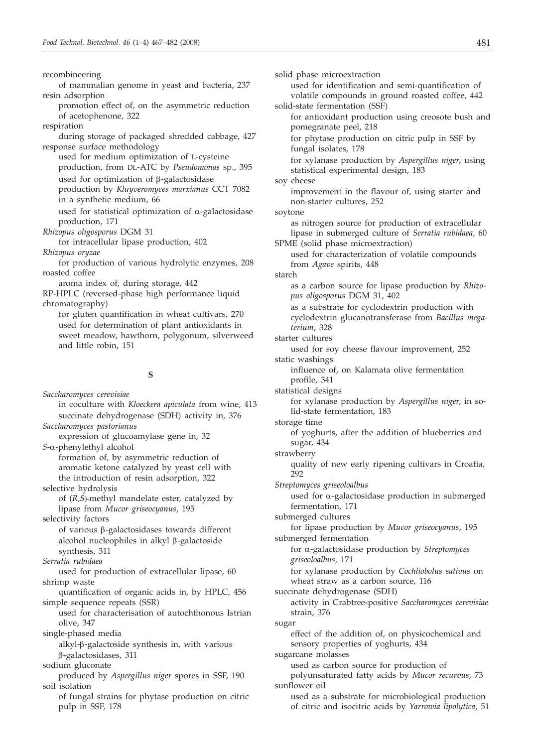recombineering
    of mammalian genome in yeast and bacteria, 237
resin adsorption
    promotion effect of, on the asymmetric reduction of acetophenone, 322
respiration
    during storage of packaged shredded cabbage, 427
response surface methodology
    used for medium optimization of L-cysteine production, from DL-ATC by *Pseudomonas* sp., 395
    used for optimization of β-galactosidase production by *Kluyveromyces marxianus* CCT 7082 in a synthetic medium, 66
    used for statistical optimization of α-galactosidase production, 171
*Rhizopus oligosporus* DGM 31
    for intracellular lipase production, 402
*Rhizopus oryzae*
    for production of various hydrolytic enzymes, 208
roasted coffee
    aroma index of, during storage, 442
RP-HPLC (reversed-phase high performance liquid chromatography)
    for gluten quantification in wheat cultivars, 270
    used for determination of plant antioxidants in sweet meadow, hawthorn, polygonum, silverweed and little robin, 151

## S

*Saccharomyces cerevisiae*
    in coculture with *Kloeckera apiculata* from wine, 413
    succinate dehydrogenase (SDH) activity in, 376
*Saccharomyces pastorianus*
    expression of glucoamylase gene in, 32
*S*-α-phenylethyl alcohol
    formation of, by asymmetric reduction of aromatic ketone catalyzed by yeast cell with the introduction of resin adsorption, 322
selective hydrolysis
    of (*R,S*)-methyl mandelate ester, catalyzed by lipase from *Mucor griseocyanus*, 195
selectivity factors
    of various β-galactosidases towards different alcohol nucleophiles in alkyl β-galactoside synthesis, 311
*Serratia rubidaea*
    used for production of extracellular lipase, 60
shrimp waste
    quantification of organic acids in, by HPLC, 456
simple sequence repeats (SSR)
    used for characterisation of autochthonous Istrian olive, 347
single-phased media
    alkyl-β-galactoside synthesis in, with various β-galactosidases, 311
sodium gluconate
    produced by *Aspergillus niger* spores in SSF, 190
soil isolation
    of fungal strains for phytase production on citric pulp in SSF, 178
solid phase microextraction
    used for identification and semi-quantification of volatile compounds in ground roasted coffee, 442
solid-state fermentation (SSF)
    for antioxidant production using creosote bush and pomegranate peel, 218
    for phytase production on citric pulp in SSF by fungal isolates, 178
    for xylanase production by *Aspergillus niger*, using statistical experimental design, 183
soy cheese
    improvement in the flavour of, using starter and non-starter cultures, 252
soytone
    as nitrogen source for production of extracellular lipase in submerged culture of *Serratia rubidaea*, 60
SPME (solid phase microextraction)
    used for characterization of volatile compounds from *Agave* spirits, 448
starch
    as a carbon source for lipase production by *Rhizopus oligosporus* DGM 31, 402
    as a substrate for cyclodextrin production with cyclodextrin glucanotransferase from *Bacillus megaterium*, 328
starter cultures
    used for soy cheese flavour improvement, 252
static washings
    influence of, on Kalamata olive fermentation profile, 341
statistical designs
    for xylanase production by *Aspergillus niger*, in solid-state fermentation, 183
storage time
    of yoghurts, after the addition of blueberries and sugar, 434
strawberry
    quality of new early ripening cultivars in Croatia, 292
*Streptomyces griseoloalbus*
    used for α-galactosidase production in submerged fermentation, 171
submerged cultures
    for lipase production by *Mucor griseocyanus*, 195
submerged fermentation
    for α-galactosidase production by *Streptomyces griseoloalbus*, 171
    for xylanase production by *Cochliobolus sativus* on wheat straw as a carbon source, 116
succinate dehydrogenase (SDH)
    activity in Crabtree-positive *Saccharomyces cerevisiae* strain, 376
sugar
    effect of the addition of, on physicochemical and sensory properties of yoghurts, 434
sugarcane molasses
    used as carbon source for production of polyunsaturated fatty acids by *Mucor recurvus*, 73
sunflower oil
    used as a substrate for microbiological production of citric and isocitric acids by *Yarrowia lipolytica*, 51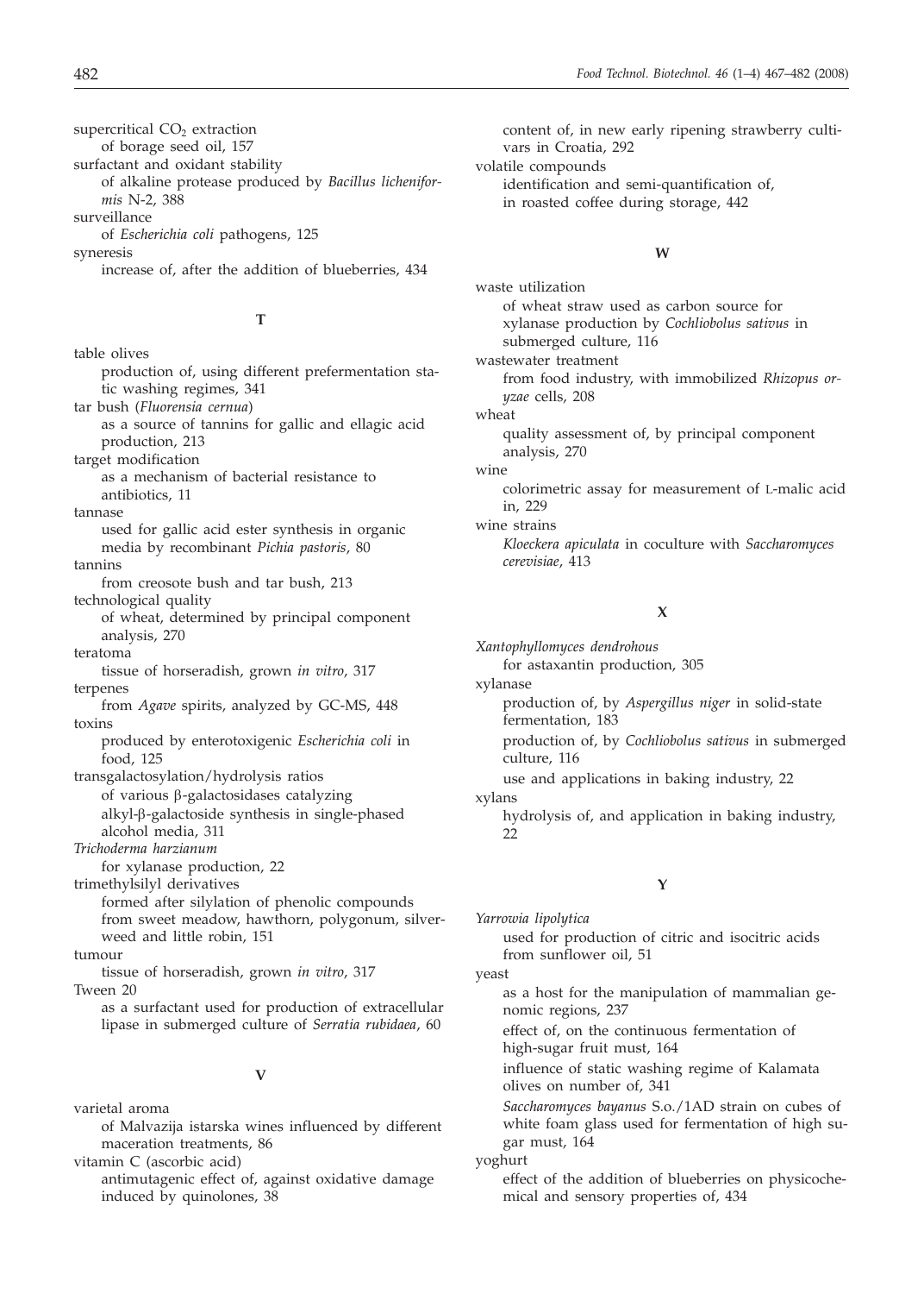supercritical $CO_2$ extraction
    of borage seed oil, 157

surfactant and oxidant stability
    of alkaline protease produced by *Bacillus licheniformis* N-2, 388

surveillance
    of *Escherichia coli* pathogens, 125

syneresis
    increase of, after the addition of blueberries, 434

**T**

table olives
    production of, using different prefermentation static washing regimes, 341

tar bush (*Fluorensia cernua*)
    as a source of tannins for gallic and ellagic acid production, 213

target modification
    as a mechanism of bacterial resistance to antibiotics, 11

tannase
    used for gallic acid ester synthesis in organic media by recombinant *Pichia pastoris*, 80

tannins
    from creosote bush and tar bush, 213

technological quality
    of wheat, determined by principal component analysis, 270

teratoma
    tissue of horseradish, grown *in vitro*, 317

terpenes
    from *Agave* spirits, analyzed by GC-MS, 448

toxins
    produced by enterotoxigenic *Escherichia coli* in food, 125

transgalactosylation/hydrolysis ratios
    of various β-galactosidases catalyzing alkyl-β-galactoside synthesis in single-phased alcohol media, 311

*Trichoderma harzianum*
    for xylanase production, 22

trimethylsilyl derivatives
    formed after silylation of phenolic compounds from sweet meadow, hawthorn, polygonum, silverweed and little robin, 151

tumour
    tissue of horseradish, grown *in vitro*, 317

Tween 20
    as a surfactant used for production of extracellular lipase in submerged culture of *Serratia rubidaea*, 60

**V**

varietal aroma
    of Malvazija istarska wines influenced by different maceration treatments, 86

vitamin C (ascorbic acid)
    antimutagenic effect of, against oxidative damage induced by quinolones, 38
    content of, in new early ripening strawberry cultivars in Croatia, 292

volatile compounds
    identification and semi-quantification of, in roasted coffee during storage, 442

**W**

waste utilization
    of wheat straw used as carbon source for xylanase production by *Cochliobolus sativus* in submerged culture, 116

wastewater treatment
    from food industry, with immobilized *Rhizopus oryzae* cells, 208

wheat
    quality assessment of, by principal component analysis, 270

wine
    colorimetric assay for measurement of L-malic acid in, 229

wine strains
    *Kloeckera apiculata* in coculture with *Saccharomyces cerevisiae*, 413

**X**

*Xantophyllomyces dendrohous*
    for astaxantin production, 305

xylanase
    production of, by *Aspergillus niger* in solid-state fermentation, 183
    production of, by *Cochliobolus sativus* in submerged culture, 116
    use and applications in baking industry, 22

xylans
    hydrolysis of, and application in baking industry, 22

**Y**

*Yarrowia lipolytica*
    used for production of citric and isocitric acids from sunflower oil, 51

yeast
    as a host for the manipulation of mammalian genomic regions, 237
    effect of, on the continuous fermentation of high-sugar fruit must, 164
    influence of static washing regime of Kalamata olives on number of, 341
    *Saccharomyces bayanus* S.o./1AD strain on cubes of white foam glass used for fermentation of high sugar must, 164

yoghurt
    effect of the addition of blueberries on physicochemical and sensory properties of, 434